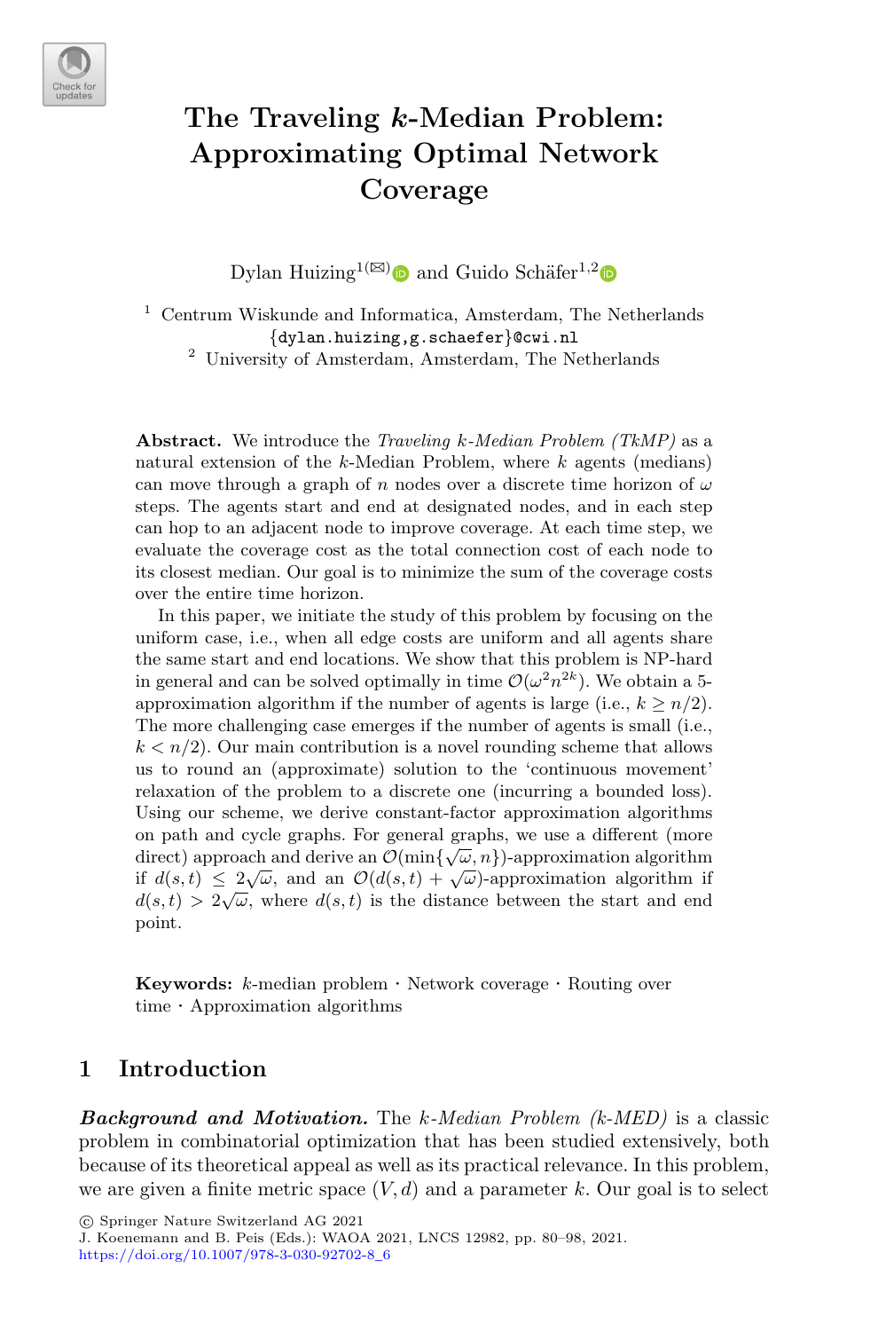# The Traveling $k$-Median Problem: Approximating Optimal Network Coverage

Dylan Huizing[1](✉) and Guido Schäfer[1,2]

[1] Centrum Wiskunde and Informatica, Amsterdam, The Netherlands
{dylan.huizing,g.schaefer}@cwi.nl

[2] University of Amsterdam, Amsterdam, The Netherlands

**Abstract.** We introduce the *Traveling $k$-Median Problem (TkMP)* as a natural extension of the $k$-Median Problem, where $k$ agents (medians) can move through a graph of $n$ nodes over a discrete time horizon of $\omega$ steps. The agents start and end at designated nodes, and in each step can hop to an adjacent node to improve coverage. At each time step, we evaluate the coverage cost as the total connection cost of each node to its closest median. Our goal is to minimize the sum of the coverage costs over the entire time horizon.

In this paper, we initiate the study of this problem by focusing on the uniform case, i.e., when all edge costs are uniform and all agents share the same start and end locations. We show that this problem is NP-hard in general and can be solved optimally in time $\mathcal{O}(\omega^2 n^{2k})$. We obtain a 5-approximation algorithm if the number of agents is large (i.e., $k \geq n/2$). The more challenging case emerges if the number of agents is small (i.e., $k < n/2$). Our main contribution is a novel rounding scheme that allows us to round an (approximate) solution to the 'continuous movement' relaxation of the problem to a discrete one (incurring a bounded loss). Using our scheme, we derive constant-factor approximation algorithms on path and cycle graphs. For general graphs, we use a different (more direct) approach and derive an $\mathcal{O}(\min\{\sqrt{\omega}, n\})$-approximation algorithm if $d(s,t) \leq 2\sqrt{\omega}$, and an $\mathcal{O}(d(s,t) + \sqrt{\omega})$-approximation algorithm if $d(s,t) > 2\sqrt{\omega}$, where $d(s,t)$ is the distance between the start and end point.

**Keywords:** $k$-median problem · Network coverage · Routing over time · Approximation algorithms

## 1 Introduction

***Background and Motivation.*** The *$k$-Median Problem ($k$-MED)* is a classic problem in combinatorial optimization that has been studied extensively, both because of its theoretical appeal as well as its practical relevance. In this problem, we are given a finite metric space $(V, d)$ and a parameter $k$. Our goal is to select

© Springer Nature Switzerland AG 2021
J. Koenemann and B. Peis (Eds.): WAOA 2021, LNCS 12982, pp. 80–98, 2021.
https://doi.org/10.1007/978-3-030-92702-8_6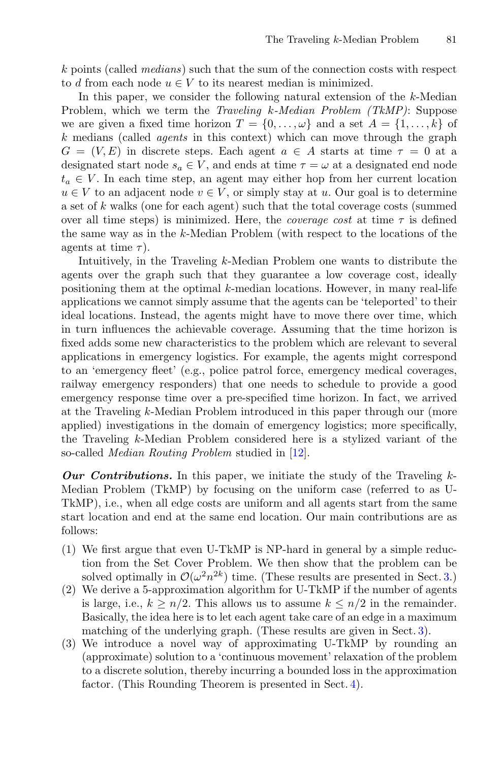$k$ points (called *medians*) such that the sum of the connection costs with respect to $d$ from each node $u \in V$ to its nearest median is minimized.

In this paper, we consider the following natural extension of the $k$-Median Problem, which we term the *Traveling $k$-Median Problem (TkMP)*: Suppose we are given a fixed time horizon $T = \{0, \ldots, \omega\}$ and a set $A = \{1, \ldots, k\}$ of $k$ medians (called *agents* in this context) which can move through the graph $G = (V, E)$ in discrete steps. Each agent $a \in A$ starts at time $\tau = 0$ at a designated start node $s_a \in V$, and ends at time $\tau = \omega$ at a designated end node $t_a \in V$. In each time step, an agent may either hop from her current location $u \in V$ to an adjacent node $v \in V$, or simply stay at $u$. Our goal is to determine a set of $k$ walks (one for each agent) such that the total coverage costs (summed over all time steps) is minimized. Here, the *coverage cost* at time $\tau$ is defined the same way as in the $k$-Median Problem (with respect to the locations of the agents at time $\tau$).

Intuitively, in the Traveling $k$-Median Problem one wants to distribute the agents over the graph such that they guarantee a low coverage cost, ideally positioning them at the optimal $k$-median locations. However, in many real-life applications we cannot simply assume that the agents can be 'teleported' to their ideal locations. Instead, the agents might have to move there over time, which in turn influences the achievable coverage. Assuming that the time horizon is fixed adds some new characteristics to the problem which are relevant to several applications in emergency logistics. For example, the agents might correspond to an 'emergency fleet' (e.g., police patrol force, emergency medical coverages, railway emergency responders) that one needs to schedule to provide a good emergency response time over a pre-specified time horizon. In fact, we arrived at the Traveling $k$-Median Problem introduced in this paper through our (more applied) investigations in the domain of emergency logistics; more specifically, the Traveling $k$-Median Problem considered here is a stylized variant of the so-called *Median Routing Problem* studied in [12].

***Our Contributions.*** In this paper, we initiate the study of the Traveling $k$-Median Problem (TkMP) by focusing on the uniform case (referred to as U-TkMP), i.e., when all edge costs are uniform and all agents start from the same start location and end at the same end location. Our main contributions are as follows:

(1) We first argue that even U-TkMP is NP-hard in general by a simple reduction from the Set Cover Problem. We then show that the problem can be solved optimally in $\mathcal{O}(\omega^2 n^{2k})$ time. (These results are presented in Sect. 3.)
(2) We derive a 5-approximation algorithm for U-TkMP if the number of agents is large, i.e., $k \geq n/2$. This allows us to assume $k \leq n/2$ in the remainder. Basically, the idea here is to let each agent take care of an edge in a maximum matching of the underlying graph. (These results are given in Sect. 3).
(3) We introduce a novel way of approximating U-TkMP by rounding an (approximate) solution to a 'continuous movement' relaxation of the problem to a discrete solution, thereby incurring a bounded loss in the approximation factor. (This Rounding Theorem is presented in Sect. 4).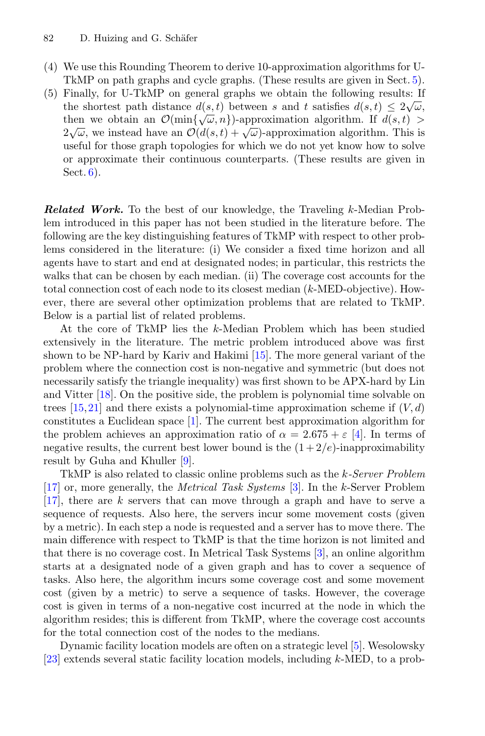(4) We use this Rounding Theorem to derive 10-approximation algorithms for U-TkMP on path graphs and cycle graphs. (These results are given in Sect. 5).
(5) Finally, for U-TkMP on general graphs we obtain the following results: If the shortest path distance $d(s,t)$ between $s$ and $t$ satisfies $d(s,t) \leq 2\sqrt{\omega}$, then we obtain an $\mathcal{O}(\min\{\sqrt{\omega}, n\})$-approximation algorithm. If $d(s,t) > 2\sqrt{\omega}$, we instead have an $\mathcal{O}(d(s,t) + \sqrt{\omega})$-approximation algorithm. This is useful for those graph topologies for which we do not yet know how to solve or approximate their continuous counterparts. (These results are given in Sect. 6).

***Related Work.*** To the best of our knowledge, the Traveling $k$-Median Problem introduced in this paper has not been studied in the literature before. The following are the key distinguishing features of TkMP with respect to other problems considered in the literature: (i) We consider a fixed time horizon and all agents have to start and end at designated nodes; in particular, this restricts the walks that can be chosen by each median. (ii) The coverage cost accounts for the total connection cost of each node to its closest median ($k$-MED-objective). However, there are several other optimization problems that are related to TkMP. Below is a partial list of related problems.

At the core of TkMP lies the $k$-Median Problem which has been studied extensively in the literature. The metric problem introduced above was first shown to be NP-hard by Kariv and Hakimi [15]. The more general variant of the problem where the connection cost is non-negative and symmetric (but does not necessarily satisfy the triangle inequality) was first shown to be APX-hard by Lin and Vitter [18]. On the positive side, the problem is polynomial time solvable on trees [15,21] and there exists a polynomial-time approximation scheme if $(V,d)$ constitutes a Euclidean space [1]. The current best approximation algorithm for the problem achieves an approximation ratio of $\alpha = 2.675 + \varepsilon$ [4]. In terms of negative results, the current best lower bound is the $(1 + 2/e)$-inapproximability result by Guha and Khuller [9].

TkMP is also related to classic online problems such as the *k-Server Problem* [17] or, more generally, the *Metrical Task Systems* [3]. In the $k$-Server Problem [17], there are $k$ servers that can move through a graph and have to serve a sequence of requests. Also here, the servers incur some movement costs (given by a metric). In each step a node is requested and a server has to move there. The main difference with respect to TkMP is that the time horizon is not limited and that there is no coverage cost. In Metrical Task Systems [3], an online algorithm starts at a designated node of a given graph and has to cover a sequence of tasks. Also here, the algorithm incurs some coverage cost and some movement cost (given by a metric) to serve a sequence of tasks. However, the coverage cost is given in terms of a non-negative cost incurred at the node in which the algorithm resides; this is different from TkMP, where the coverage cost accounts for the total connection cost of the nodes to the medians.

Dynamic facility location models are often on a strategic level [5]. Wesolowsky [23] extends several static facility location models, including $k$-MED, to a prob-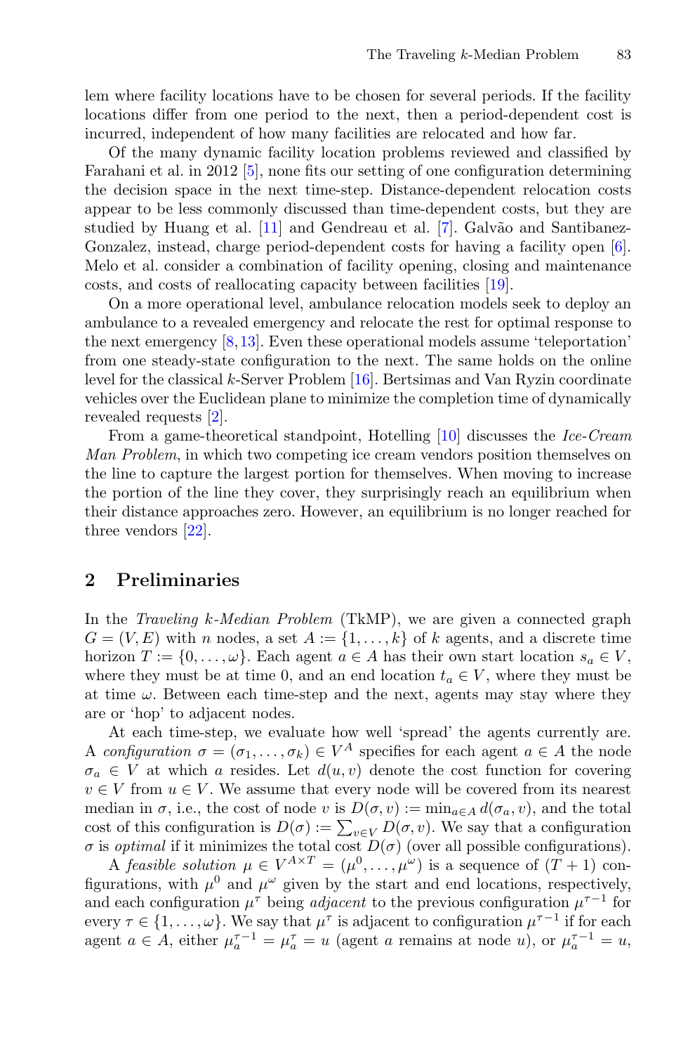lem where facility locations have to be chosen for several periods. If the facility locations differ from one period to the next, then a period-dependent cost is incurred, independent of how many facilities are relocated and how far.

Of the many dynamic facility location problems reviewed and classified by Farahani et al. in 2012 [5], none fits our setting of one configuration determining the decision space in the next time-step. Distance-dependent relocation costs appear to be less commonly discussed than time-dependent costs, but they are studied by Huang et al. [11] and Gendreau et al. [7]. Galvão and Santibanez-Gonzalez, instead, charge period-dependent costs for having a facility open [6]. Melo et al. consider a combination of facility opening, closing and maintenance costs, and costs of reallocating capacity between facilities [19].

On a more operational level, ambulance relocation models seek to deploy an ambulance to a revealed emergency and relocate the rest for optimal response to the next emergency [8,13]. Even these operational models assume 'teleportation' from one steady-state configuration to the next. The same holds on the online level for the classical $k$-Server Problem [16]. Bertsimas and Van Ryzin coordinate vehicles over the Euclidean plane to minimize the completion time of dynamically revealed requests [2].

From a game-theoretical standpoint, Hotelling [10] discusses the *Ice-Cream Man Problem*, in which two competing ice cream vendors position themselves on the line to capture the largest portion for themselves. When moving to increase the portion of the line they cover, they surprisingly reach an equilibrium when their distance approaches zero. However, an equilibrium is no longer reached for three vendors [22].

## 2 Preliminaries

In the *Traveling k-Median Problem* (TkMP), we are given a connected graph $G = (V, E)$ with $n$ nodes, a set $A := \{1, \ldots, k\}$ of $k$ agents, and a discrete time horizon $T := \{0, \ldots, \omega\}$. Each agent $a \in A$ has their own start location $s_a \in V$, where they must be at time 0, and an end location $t_a \in V$, where they must be at time $\omega$. Between each time-step and the next, agents may stay where they are or 'hop' to adjacent nodes.

At each time-step, we evaluate how well 'spread' the agents currently are. A *configuration* $\sigma = (\sigma_1, \ldots, \sigma_k) \in V^A$ specifies for each agent $a \in A$ the node $\sigma_a \in V$ at which $a$ resides. Let $d(u, v)$ denote the cost function for covering $v \in V$ from $u \in V$. We assume that every node will be covered from its nearest median in $\sigma$, i.e., the cost of node $v$ is $D(\sigma, v) := \min_{a \in A} d(\sigma_a, v)$, and the total cost of this configuration is $D(\sigma) := \sum_{v \in V} D(\sigma, v)$. We say that a configuration $\sigma$ is *optimal* if it minimizes the total cost $D(\sigma)$ (over all possible configurations).

A *feasible solution* $\mu \in V^{A \times T} = (\mu^0, \ldots, \mu^\omega)$ is a sequence of $(T + 1)$ configurations, with $\mu^0$ and $\mu^\omega$ given by the start and end locations, respectively, and each configuration $\mu^\tau$ being *adjacent* to the previous configuration $\mu^{\tau-1}$ for every $\tau \in \{1, \ldots, \omega\}$. We say that $\mu^\tau$ is adjacent to configuration $\mu^{\tau-1}$ if for each agent $a \in A$, either $\mu_a^{\tau-1} = \mu_a^\tau = u$ (agent $a$ remains at node $u$), or $\mu_a^{\tau-1} = u$,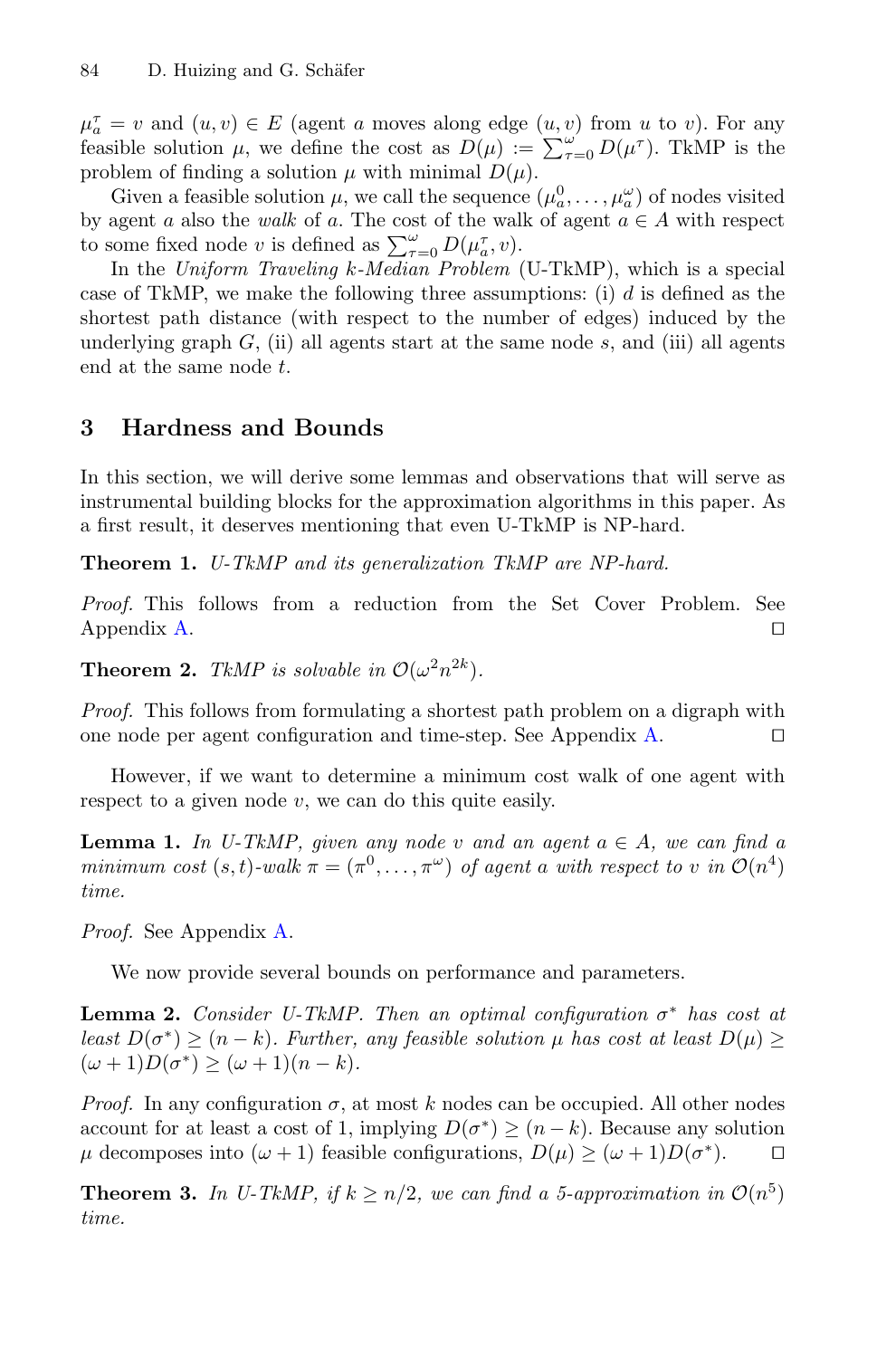$\mu_a^\tau = v$ and $(u, v) \in E$ (agent $a$ moves along edge $(u, v)$ from $u$ to $v$). For any feasible solution $\mu$, we define the cost as $D(\mu) := \sum_{\tau=0}^{\omega} D(\mu^\tau)$. TkMP is the problem of finding a solution $\mu$ with minimal $D(\mu)$.

Given a feasible solution $\mu$, we call the sequence $(\mu_a^0, \ldots, \mu_a^\omega)$ of nodes visited by agent $a$ also the *walk* of $a$. The cost of the walk of agent $a \in A$ with respect to some fixed node $v$ is defined as $\sum_{\tau=0}^{\omega} D(\mu_a^\tau, v)$.

In the *Uniform Traveling k-Median Problem* (U-TkMP), which is a special case of TkMP, we make the following three assumptions: (i) $d$ is defined as the shortest path distance (with respect to the number of edges) induced by the underlying graph $G$, (ii) all agents start at the same node $s$, and (iii) all agents end at the same node $t$.

## 3 Hardness and Bounds

In this section, we will derive some lemmas and observations that will serve as instrumental building blocks for the approximation algorithms in this paper. As a first result, it deserves mentioning that even U-TkMP is NP-hard.

**Theorem 1.** *U-TkMP and its generalization TkMP are NP-hard.*

*Proof.* This follows from a reduction from the Set Cover Problem. See Appendix A. ◻

**Theorem 2.** *TkMP is solvable in $\mathcal{O}(\omega^2 n^{2k})$.*

*Proof.* This follows from formulating a shortest path problem on a digraph with one node per agent configuration and time-step. See Appendix A. ◻

However, if we want to determine a minimum cost walk of one agent with respect to a given node $v$, we can do this quite easily.

**Lemma 1.** *In U-TkMP, given any node $v$ and an agent $a \in A$, we can find a minimum cost $(s,t)$-walk $\pi = (\pi^0, \ldots, \pi^\omega)$ of agent $a$ with respect to $v$ in $\mathcal{O}(n^4)$ time.*

*Proof.* See Appendix A.

We now provide several bounds on performance and parameters.

**Lemma 2.** *Consider U-TkMP. Then an optimal configuration $\sigma^*$ has cost at least $D(\sigma^*) \geq (n-k)$. Further, any feasible solution $\mu$ has cost at least $D(\mu) \geq (\omega+1)D(\sigma^*) \geq (\omega+1)(n-k)$.*

*Proof.* In any configuration $\sigma$, at most $k$ nodes can be occupied. All other nodes account for at least a cost of 1, implying $D(\sigma^*) \geq (n-k)$. Because any solution $\mu$ decomposes into $(\omega+1)$ feasible configurations, $D(\mu) \geq (\omega+1)D(\sigma^*)$. ◻

**Theorem 3.** *In U-TkMP, if $k \geq n/2$, we can find a 5-approximation in $\mathcal{O}(n^5)$ time.*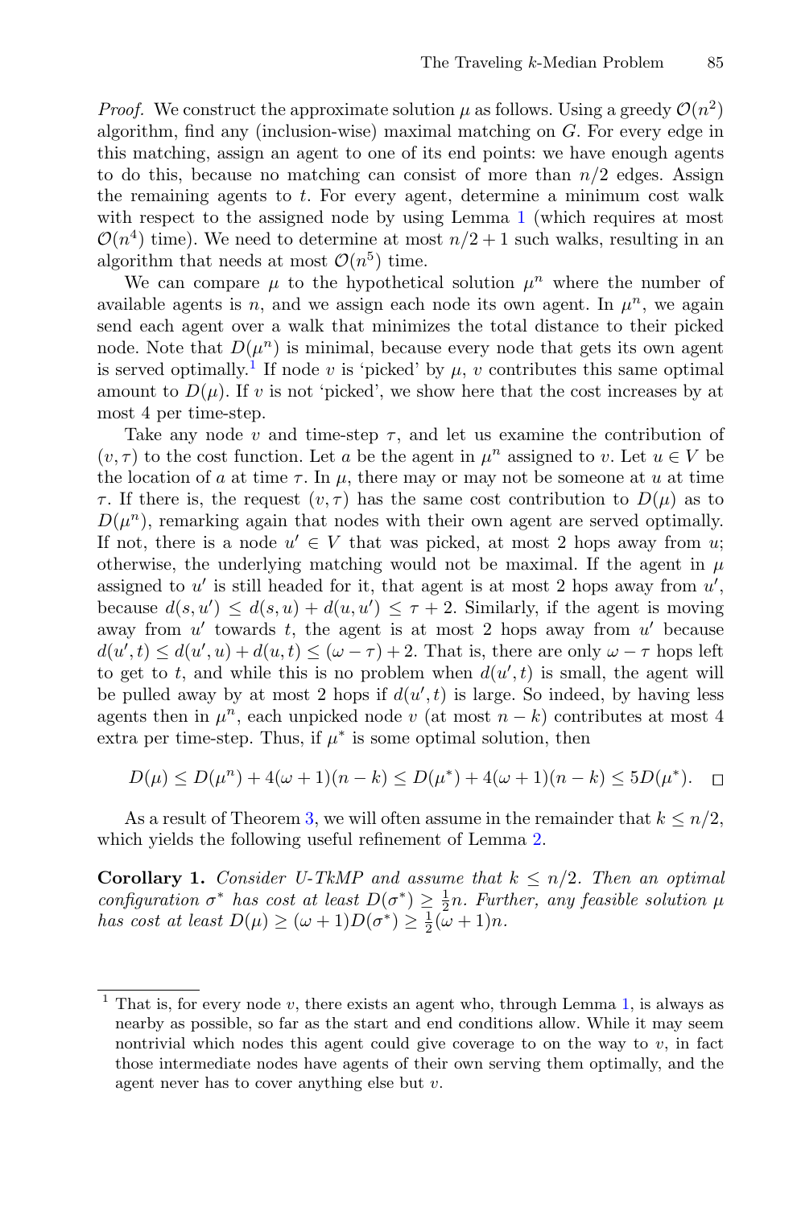*Proof.* We construct the approximate solution $\mu$ as follows. Using a greedy $\mathcal{O}(n^2)$ algorithm, find any (inclusion-wise) maximal matching on $G$. For every edge in this matching, assign an agent to one of its end points: we have enough agents to do this, because no matching can consist of more than $n/2$ edges. Assign the remaining agents to $t$. For every agent, determine a minimum cost walk with respect to the assigned node by using Lemma 1 (which requires at most $\mathcal{O}(n^4)$ time). We need to determine at most $n/2+1$ such walks, resulting in an algorithm that needs at most $\mathcal{O}(n^5)$ time.

We can compare $\mu$ to the hypothetical solution $\mu^n$ where the number of available agents is $n$, and we assign each node its own agent. In $\mu^n$, we again send each agent over a walk that minimizes the total distance to their picked node. Note that $D(\mu^n)$ is minimal, because every node that gets its own agent is served optimally.[1] If node $v$ is 'picked' by $\mu$, $v$ contributes this same optimal amount to $D(\mu)$. If $v$ is not 'picked', we show here that the cost increases by at most 4 per time-step.

Take any node $v$ and time-step $\tau$, and let us examine the contribution of $(v, \tau)$ to the cost function. Let $a$ be the agent in $\mu^n$ assigned to $v$. Let $u \in V$ be the location of $a$ at time $\tau$. In $\mu$, there may or may not be someone at $u$ at time $\tau$. If there is, the request $(v, \tau)$ has the same cost contribution to $D(\mu)$ as to $D(\mu^n)$, remarking again that nodes with their own agent are served optimally. If not, there is a node $u' \in V$ that was picked, at most 2 hops away from $u$; otherwise, the underlying matching would not be maximal. If the agent in $\mu$ assigned to $u'$ is still headed for it, that agent is at most 2 hops away from $u'$, because $d(s, u') \le d(s, u) + d(u, u') \le \tau + 2$. Similarly, if the agent is moving away from $u'$ towards $t$, the agent is at most 2 hops away from $u'$ because $d(u', t) \le d(u', u) + d(u, t) \le (\omega - \tau) + 2$. That is, there are only $\omega - \tau$ hops left to get to $t$, and while this is no problem when $d(u', t)$ is small, the agent will be pulled away by at most 2 hops if $d(u', t)$ is large. So indeed, by having less agents then in $\mu^n$, each unpicked node $v$ (at most $n-k$) contributes at most 4 extra per time-step. Thus, if $\mu^*$ is some optimal solution, then

$$D(\mu) \le D(\mu^n) + 4(\omega + 1)(n - k) \le D(\mu^*) + 4(\omega + 1)(n - k) \le 5D(\mu^*). \quad \square$$

As a result of Theorem 3, we will often assume in the remainder that $k \le n/2$, which yields the following useful refinement of Lemma 2.

**Corollary 1.** *Consider U-TkMP and assume that $k \le n/2$. Then an optimal configuration $\sigma^*$ has cost at least $D(\sigma^*) \ge \frac{1}{2}n$. Further, any feasible solution $\mu$ has cost at least $D(\mu) \ge (\omega+1)D(\sigma^*) \ge \frac{1}{2}(\omega+1)n$.*

---

[1] That is, for every node $v$, there exists an agent who, through Lemma 1, is always as nearby as possible, so far as the start and end conditions allow. While it may seem nontrivial which nodes this agent could give coverage to on the way to $v$, in fact those intermediate nodes have agents of their own serving them optimally, and the agent never has to cover anything else but $v$.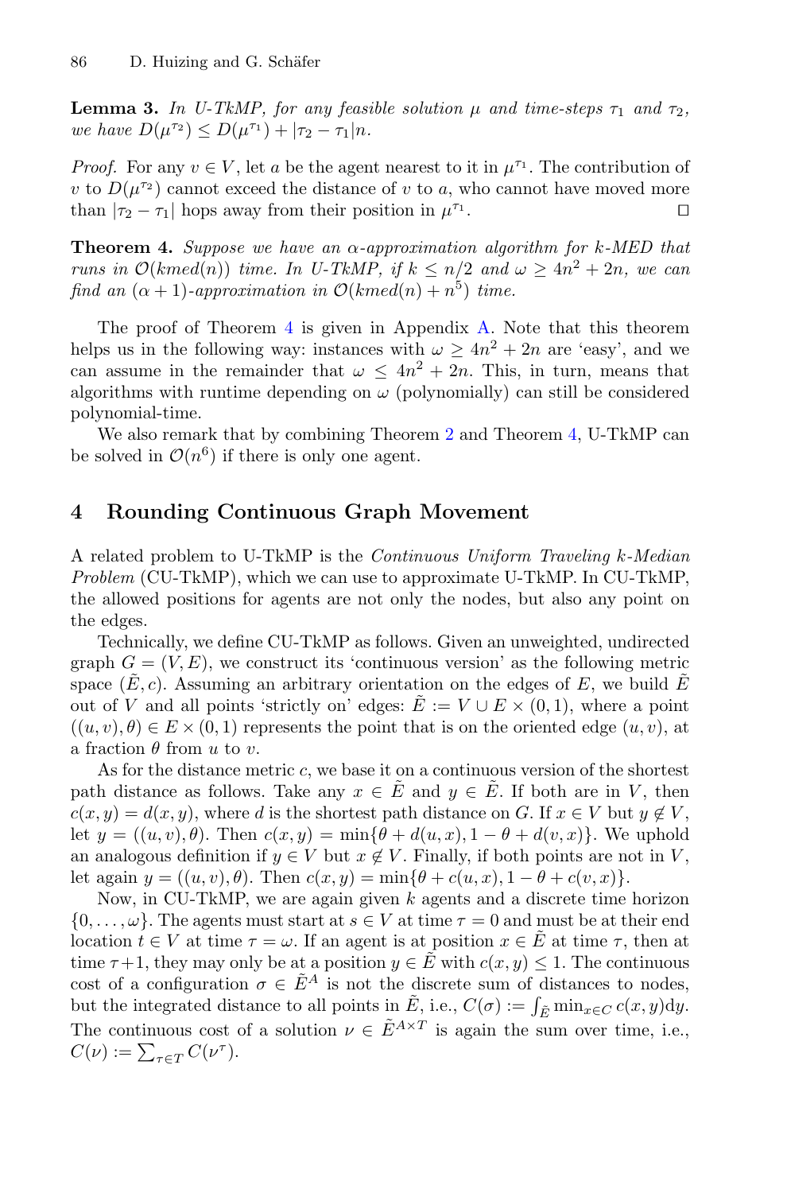**Lemma 3.** *In U-TkMP, for any feasible solution $\mu$ and time-steps $\tau_1$ and $\tau_2$, we have $D(\mu^{\tau_2}) \leq D(\mu^{\tau_1}) + |\tau_2 - \tau_1|n$.*

*Proof.* For any $v \in V$, let $a$ be the agent nearest to it in $\mu^{\tau_1}$. The contribution of $v$ to $D(\mu^{\tau_2})$ cannot exceed the distance of $v$ to $a$, who cannot have moved more than $|\tau_2 - \tau_1|$ hops away from their position in $\mu^{\tau_1}$. □

**Theorem 4.** *Suppose we have an $\alpha$-approximation algorithm for k-MED that runs in $\mathcal{O}(kmed(n))$ time. In U-TkMP, if $k \leq n/2$ and $\omega \geq 4n^2 + 2n$, we can find an $(\alpha + 1)$-approximation in $\mathcal{O}(kmed(n) + n^5)$ time.*

The proof of Theorem 4 is given in Appendix A. Note that this theorem helps us in the following way: instances with $\omega \geq 4n^2 + 2n$ are 'easy', and we can assume in the remainder that $\omega \leq 4n^2 + 2n$. This, in turn, means that algorithms with runtime depending on $\omega$ (polynomially) can still be considered polynomial-time.

We also remark that by combining Theorem 2 and Theorem 4, U-TkMP can be solved in $\mathcal{O}(n^6)$ if there is only one agent.

## 4 Rounding Continuous Graph Movement

A related problem to U-TkMP is the *Continuous Uniform Traveling k-Median Problem* (CU-TkMP), which we can use to approximate U-TkMP. In CU-TkMP, the allowed positions for agents are not only the nodes, but also any point on the edges.

Technically, we define CU-TkMP as follows. Given an unweighted, undirected graph $G = (V, E)$, we construct its 'continuous version' as the following metric space $(\tilde{E}, c)$. Assuming an arbitrary orientation on the edges of $E$, we build $\tilde{E}$ out of $V$ and all points 'strictly on' edges: $\tilde{E} := V \cup E \times (0, 1)$, where a point $((u, v), \theta) \in E \times (0, 1)$ represents the point that is on the oriented edge $(u, v)$, at a fraction $\theta$ from $u$ to $v$.

As for the distance metric $c$, we base it on a continuous version of the shortest path distance as follows. Take any $x \in \tilde{E}$ and $y \in \tilde{E}$. If both are in $V$, then $c(x, y) = d(x, y)$, where $d$ is the shortest path distance on $G$. If $x \in V$ but $y \notin V$, let $y = ((u, v), \theta)$. Then $c(x, y) = \min\{\theta + d(u, x), 1 - \theta + d(v, x)\}$. We uphold an analogous definition if $y \in V$ but $x \notin V$. Finally, if both points are not in $V$, let again $y = ((u, v), \theta)$. Then $c(x, y) = \min\{\theta + c(u, x), 1 - \theta + c(v, x)\}$.

Now, in CU-TkMP, we are again given $k$ agents and a discrete time horizon $\{0, \ldots, \omega\}$. The agents must start at $s \in V$ at time $\tau = 0$ and must be at their end location $t \in V$ at time $\tau = \omega$. If an agent is at position $x \in \tilde{E}$ at time $\tau$, then at time $\tau+1$, they may only be at a position $y \in \tilde{E}$ with $c(x, y) \leq 1$. The continuous cost of a configuration $\sigma \in \tilde{E}^A$ is not the discrete sum of distances to nodes, but the integrated distance to all points in $\tilde{E}$, i.e., $C(\sigma) := \int_{\tilde{E}} \min_{x \in C} c(x, y) \mathrm{d}y$. The continuous cost of a solution $\nu \in \tilde{E}^{A \times T}$ is again the sum over time, i.e., $C(\nu) := \sum_{\tau \in T} C(\nu^\tau)$.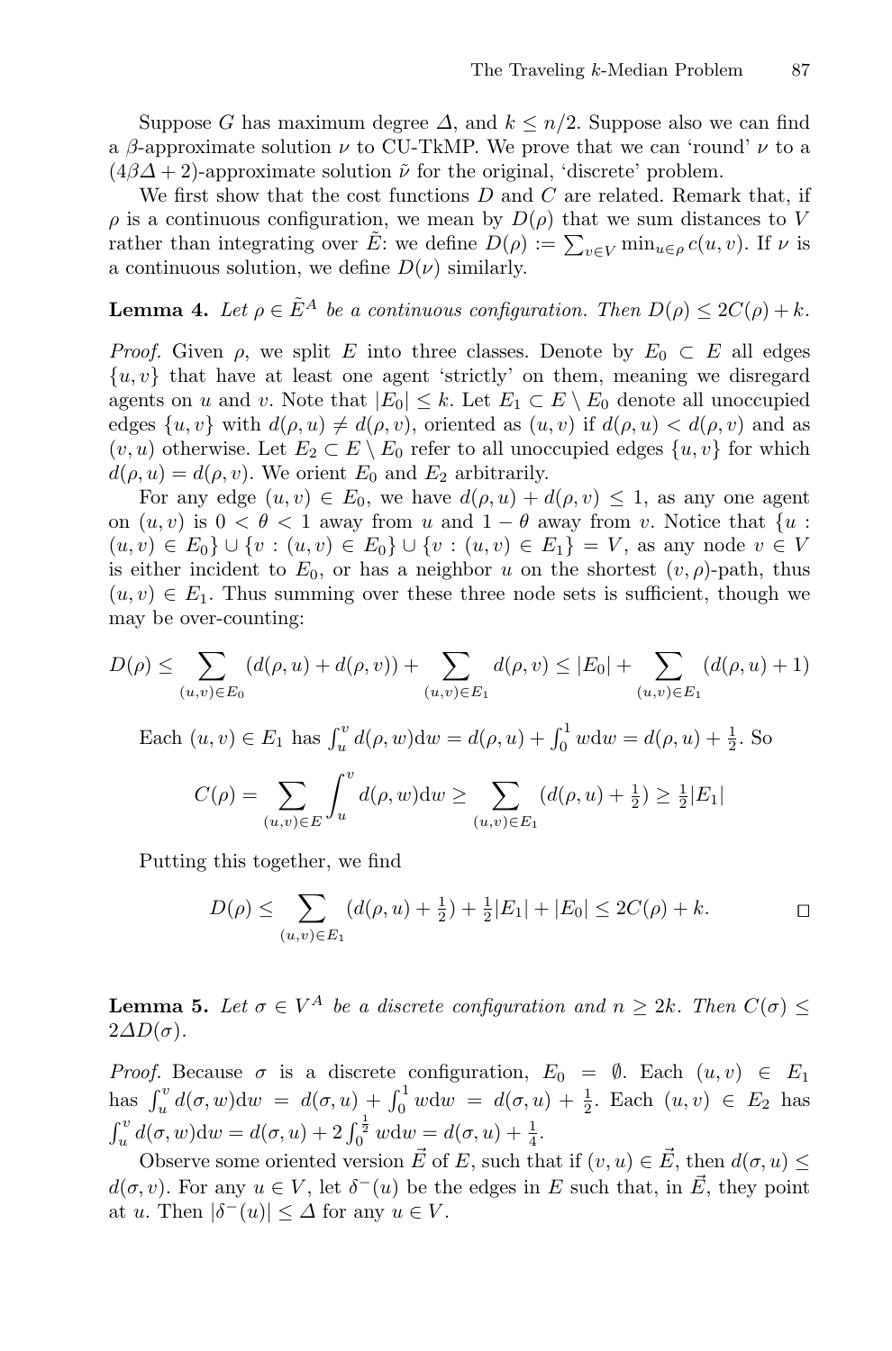Suppose $G$ has maximum degree $\Delta$, and $k \leq n/2$. Suppose also we can find a $\beta$-approximate solution $\nu$ to CU-TkMP. We prove that we can 'round' $\nu$ to a $(4\beta\Delta + 2)$-approximate solution $\tilde{\nu}$ for the original, 'discrete' problem.

We first show that the cost functions $D$ and $C$ are related. Remark that, if $\rho$ is a continuous configuration, we mean by $D(\rho)$ that we sum distances to $V$ rather than integrating over $\tilde{E}$: we define $D(\rho) := \sum_{v \in V} \min_{u \in \rho} c(u, v)$. If $\nu$ is a continuous solution, we define $D(\nu)$ similarly.

**Lemma 4.** *Let $\rho \in \tilde{E}^A$ be a continuous configuration. Then $D(\rho) \leq 2C(\rho) + k$.*

*Proof.* Given $\rho$, we split $E$ into three classes. Denote by $E_0 \subset E$ all edges $\{u, v\}$ that have at least one agent 'strictly' on them, meaning we disregard agents on $u$ and $v$. Note that $|E_0| \leq k$. Let $E_1 \subset E \setminus E_0$ denote all unoccupied edges $\{u, v\}$ with $d(\rho, u) \neq d(\rho, v)$, oriented as $(u, v)$ if $d(\rho, u) < d(\rho, v)$ and as $(v, u)$ otherwise. Let $E_2 \subset E \setminus E_0$ refer to all unoccupied edges $\{u, v\}$ for which $d(\rho, u) = d(\rho, v)$. We orient $E_0$ and $E_2$ arbitrarily.

For any edge $(u, v) \in E_0$, we have $d(\rho, u) + d(\rho, v) \leq 1$, as any one agent on $(u, v)$ is $0 < \theta < 1$ away from $u$ and $1 - \theta$ away from $v$. Notice that $\{u : (u, v) \in E_0\} \cup \{v : (u, v) \in E_0\} \cup \{v : (u, v) \in E_1\} = V$, as any node $v \in V$ is either incident to $E_0$, or has a neighbor $u$ on the shortest $(v, \rho)$-path, thus $(u, v) \in E_1$. Thus summing over these three node sets is sufficient, though we may be over-counting:

$$D(\rho) \leq \sum_{(u,v) \in E_0} (d(\rho, u) + d(\rho, v)) + \sum_{(u,v) \in E_1} d(\rho, v) \leq |E_0| + \sum_{(u,v) \in E_1} (d(\rho, u) + 1)$$

Each $(u, v) \in E_1$ has $\int_u^v d(\rho, w) \mathrm{d}w = d(\rho, u) + \int_0^1 w \mathrm{d}w = d(\rho, u) + \frac{1}{2}$. So

$$C(\rho) = \sum_{(u,v) \in E} \int_u^v d(\rho, w) \mathrm{d}w \geq \sum_{(u,v) \in E_1} (d(\rho, u) + \tfrac{1}{2}) \geq \tfrac{1}{2}|E_1|$$

Putting this together, we find

$$D(\rho) \leq \sum_{(u,v) \in E_1} (d(\rho, u) + \tfrac{1}{2}) + \tfrac{1}{2}|E_1| + |E_0| \leq 2C(\rho) + k. \qquad \square$$

**Lemma 5.** *Let $\sigma \in V^A$ be a discrete configuration and $n \geq 2k$. Then $C(\sigma) \leq 2\Delta D(\sigma)$.*

*Proof.* Because $\sigma$ is a discrete configuration, $E_0 = \emptyset$. Each $(u, v) \in E_1$ has $\int_u^v d(\sigma, w) \mathrm{d}w = d(\sigma, u) + \int_0^1 w \mathrm{d}w = d(\sigma, u) + \frac{1}{2}$. Each $(u, v) \in E_2$ has $\int_u^v d(\sigma, w) \mathrm{d}w = d(\sigma, u) + 2\int_0^{\frac{1}{2}} w \mathrm{d}w = d(\sigma, u) + \frac{1}{4}$.

Observe some oriented version $\vec{E}$ of $E$, such that if $(v, u) \in \vec{E}$, then $d(\sigma, u) \leq d(\sigma, v)$. For any $u \in V$, let $\delta^-(u)$ be the edges in $E$ such that, in $\vec{E}$, they point at $u$. Then $|\delta^-(u)| \leq \Delta$ for any $u \in V$.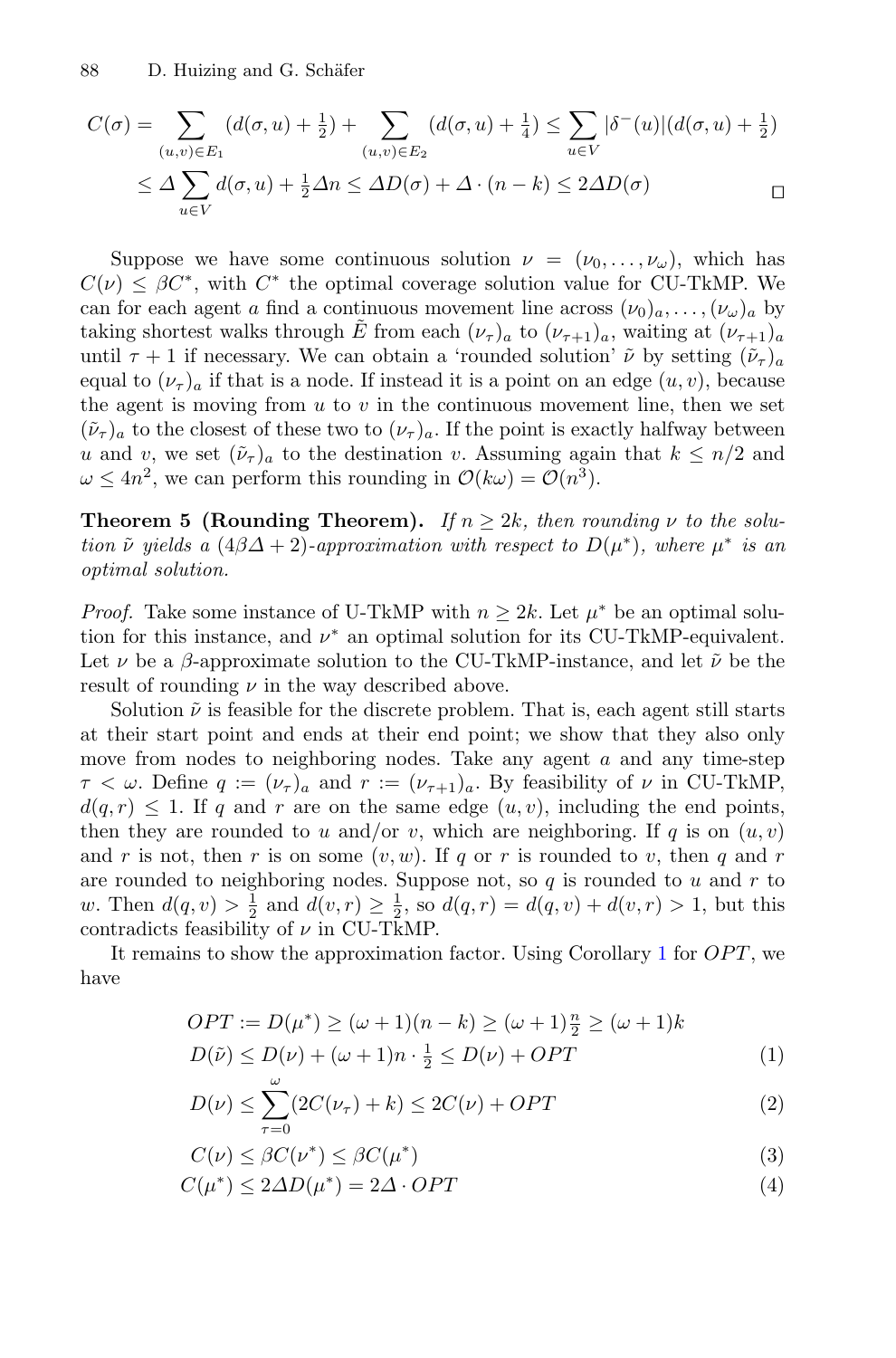$$C(\sigma) = \sum_{(u,v)\in E_1} (d(\sigma,u) + \tfrac{1}{2}) + \sum_{(u,v)\in E_2} (d(\sigma,u) + \tfrac{1}{4}) \leq \sum_{u\in V} |\delta^-(u)|(d(\sigma,u) + \tfrac{1}{2})$$
$$\leq \Delta \sum_{u\in V} d(\sigma,u) + \tfrac{1}{2}\Delta n \leq \Delta D(\sigma) + \Delta \cdot (n-k) \leq 2\Delta D(\sigma)$$

□

Suppose we have some continuous solution $\nu = (\nu_0, \ldots, \nu_\omega)$, which has $C(\nu) \leq \beta C^*$, with $C^*$ the optimal coverage solution value for CU-TkMP. We can for each agent $a$ find a continuous movement line across $(\nu_0)_a, \ldots, (\nu_\omega)_a$ by taking shortest walks through $\tilde{E}$ from each $(\nu_\tau)_a$ to $(\nu_{\tau+1})_a$, waiting at $(\nu_{\tau+1})_a$ until $\tau+1$ if necessary. We can obtain a 'rounded solution' $\tilde{\nu}$ by setting $(\tilde{\nu}_\tau)_a$ equal to $(\nu_\tau)_a$ if that is a node. If instead it is a point on an edge $(u,v)$, because the agent is moving from $u$ to $v$ in the continuous movement line, then we set $(\tilde{\nu}_\tau)_a$ to the closest of these two to $(\nu_\tau)_a$. If the point is exactly halfway between $u$ and $v$, we set $(\tilde{\nu}_\tau)_a$ to the destination $v$. Assuming again that $k \leq n/2$ and $\omega \leq 4n^2$, we can perform this rounding in $\mathcal{O}(k\omega) = \mathcal{O}(n^3)$.

**Theorem 5 (Rounding Theorem).** *If $n \geq 2k$, then rounding $\nu$ to the solution $\tilde{\nu}$ yields a $(4\beta\Delta + 2)$-approximation with respect to $D(\mu^*)$, where $\mu^*$ is an optimal solution.*

*Proof.* Take some instance of U-TkMP with $n \geq 2k$. Let $\mu^*$ be an optimal solution for this instance, and $\nu^*$ an optimal solution for its CU-TkMP-equivalent. Let $\nu$ be a $\beta$-approximate solution to the CU-TkMP-instance, and let $\tilde{\nu}$ be the result of rounding $\nu$ in the way described above.

Solution $\tilde{\nu}$ is feasible for the discrete problem. That is, each agent still starts at their start point and ends at their end point; we show that they also only move from nodes to neighboring nodes. Take any agent $a$ and any time-step $\tau < \omega$. Define $q := (\nu_\tau)_a$ and $r := (\nu_{\tau+1})_a$. By feasibility of $\nu$ in CU-TkMP, $d(q,r) \leq 1$. If $q$ and $r$ are on the same edge $(u,v)$, including the end points, then they are rounded to $u$ and/or $v$, which are neighboring. If $q$ is on $(u,v)$ and $r$ is not, then $r$ is on some $(v,w)$. If $q$ or $r$ is rounded to $v$, then $q$ and $r$ are rounded to neighboring nodes. Suppose not, so $q$ is rounded to $u$ and $r$ to $w$. Then $d(q,v) > \frac{1}{2}$ and $d(v,r) \geq \frac{1}{2}$, so $d(q,r) = d(q,v) + d(v,r) > 1$, but this contradicts feasibility of $\nu$ in CU-TkMP.

It remains to show the approximation factor. Using Corollary 1 for $OPT$, we have

$$OPT := D(\mu^*) \geq (\omega+1)(n-k) \geq (\omega+1)\tfrac{n}{2} \geq (\omega+1)k$$

$$D(\tilde{\nu}) \leq D(\nu) + (\omega+1)n \cdot \tfrac{1}{2} \leq D(\nu) + OPT \tag{1}$$

$$D(\nu) \leq \sum_{\tau=0}^{\omega} (2C(\nu_\tau) + k) \leq 2C(\nu) + OPT \tag{2}$$

$$C(\nu) \leq \beta C(\nu^*) \leq \beta C(\mu^*) \tag{3}$$

$$C(\mu^*) \leq 2\Delta D(\mu^*) = 2\Delta \cdot OPT \tag{4}$$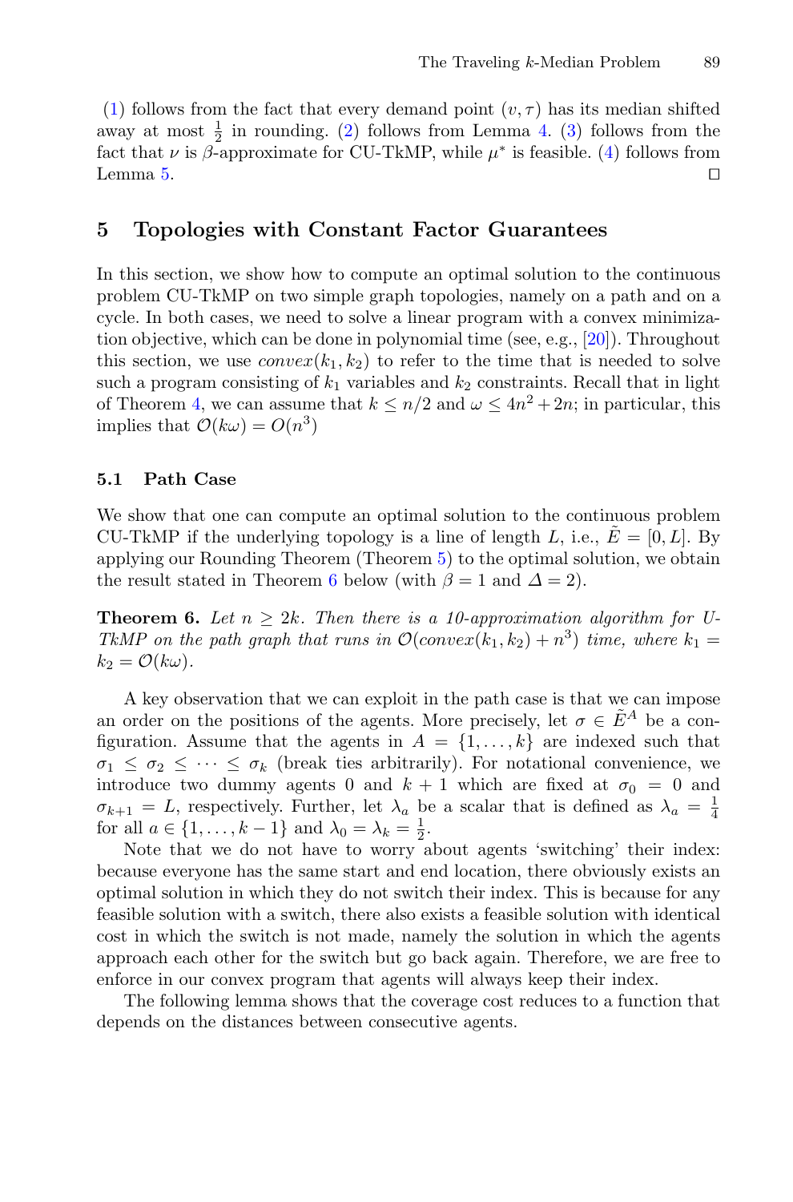(1) follows from the fact that every demand point $(v, \tau)$ has its median shifted away at most $\frac{1}{2}$ in rounding. (2) follows from Lemma 4. (3) follows from the fact that $\nu$ is $\beta$-approximate for CU-TkMP, while $\mu^*$ is feasible. (4) follows from Lemma 5. ◻

## 5 Topologies with Constant Factor Guarantees

In this section, we show how to compute an optimal solution to the continuous problem CU-TkMP on two simple graph topologies, namely on a path and on a cycle. In both cases, we need to solve a linear program with a convex minimization objective, which can be done in polynomial time (see, e.g., [20]). Throughout this section, we use $convex(k_1, k_2)$ to refer to the time that is needed to solve such a program consisting of $k_1$ variables and $k_2$ constraints. Recall that in light of Theorem 4, we can assume that $k \leq n/2$ and $\omega \leq 4n^2 + 2n$; in particular, this implies that $\mathcal{O}(k\omega) = O(n^3)$

### 5.1 Path Case

We show that one can compute an optimal solution to the continuous problem CU-TkMP if the underlying topology is a line of length $L$, i.e., $\tilde{E} = [0, L]$. By applying our Rounding Theorem (Theorem 5) to the optimal solution, we obtain the result stated in Theorem 6 below (with $\beta = 1$ and $\Delta = 2$).

**Theorem 6.** *Let $n \geq 2k$. Then there is a 10-approximation algorithm for U-TkMP on the path graph that runs in $\mathcal{O}(convex(k_1, k_2) + n^3)$ time, where $k_1 = k_2 = \mathcal{O}(k\omega)$.*

A key observation that we can exploit in the path case is that we can impose an order on the positions of the agents. More precisely, let $\sigma \in \tilde{E}^A$ be a configuration. Assume that the agents in $A = \{1, \dots, k\}$ are indexed such that $\sigma_1 \leq \sigma_2 \leq \dots \leq \sigma_k$ (break ties arbitrarily). For notational convenience, we introduce two dummy agents $0$ and $k+1$ which are fixed at $\sigma_0 = 0$ and $\sigma_{k+1} = L$, respectively. Further, let $\lambda_a$ be a scalar that is defined as $\lambda_a = \frac{1}{4}$ for all $a \in \{1, \dots, k-1\}$ and $\lambda_0 = \lambda_k = \frac{1}{2}$.

Note that we do not have to worry about agents 'switching' their index: because everyone has the same start and end location, there obviously exists an optimal solution in which they do not switch their index. This is because for any feasible solution with a switch, there also exists a feasible solution with identical cost in which the switch is not made, namely the solution in which the agents approach each other for the switch but go back again. Therefore, we are free to enforce in our convex program that agents will always keep their index.

The following lemma shows that the coverage cost reduces to a function that depends on the distances between consecutive agents.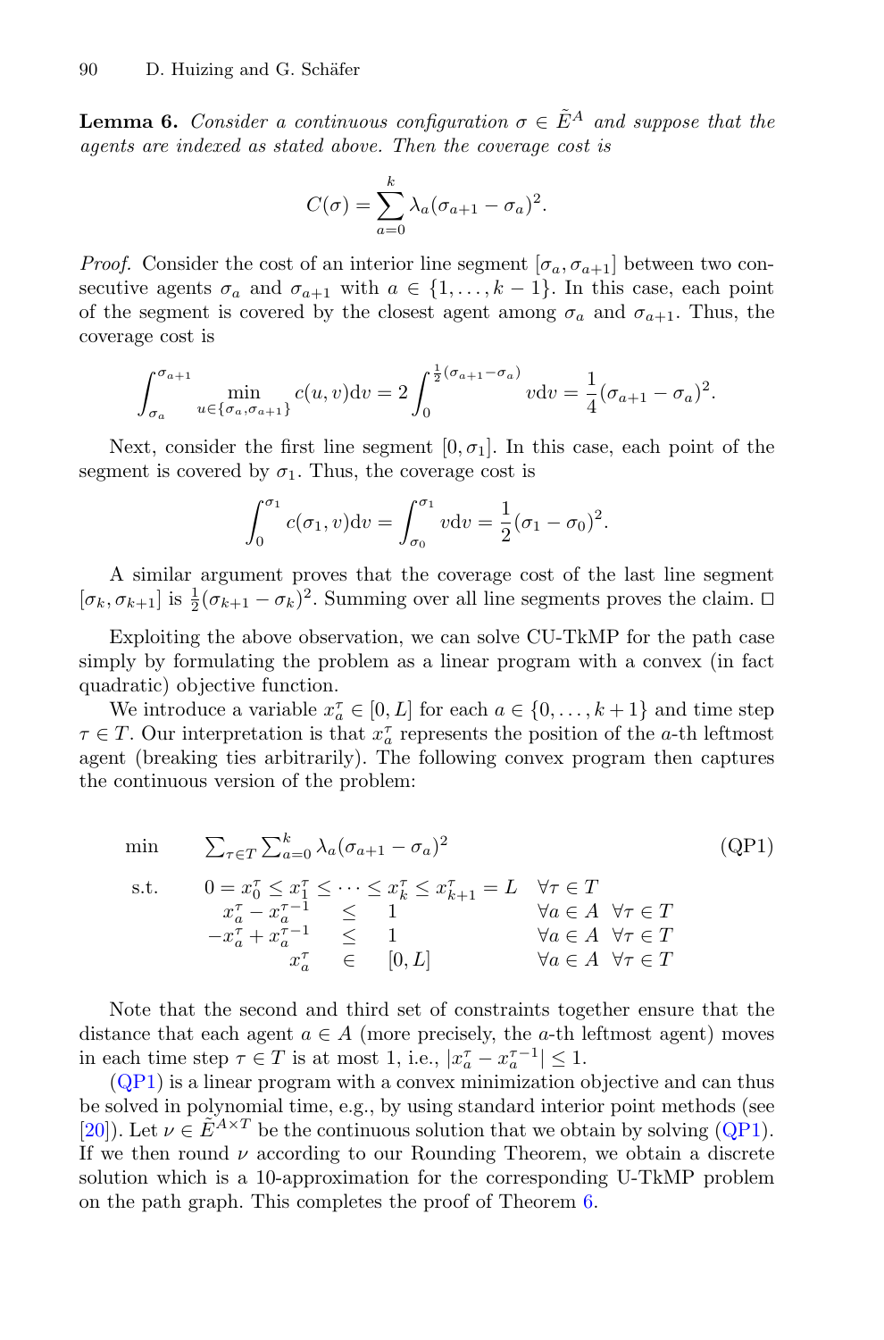**Lemma 6.** *Consider a continuous configuration $\sigma \in \tilde{E}^A$ and suppose that the agents are indexed as stated above. Then the coverage cost is*

$$C(\sigma) = \sum_{a=0}^{k} \lambda_a (\sigma_{a+1} - \sigma_a)^2.$$

*Proof.* Consider the cost of an interior line segment $[\sigma_a, \sigma_{a+1}]$ between two consecutive agents $\sigma_a$ and $\sigma_{a+1}$ with $a \in \{1, \dots, k-1\}$. In this case, each point of the segment is covered by the closest agent among $\sigma_a$ and $\sigma_{a+1}$. Thus, the coverage cost is

$$\int_{\sigma_a}^{\sigma_{a+1}} \min_{u \in \{\sigma_a, \sigma_{a+1}\}} c(u, v) \mathrm{d}v = 2 \int_{0}^{\frac{1}{2}(\sigma_{a+1} - \sigma_a)} v \mathrm{d}v = \frac{1}{4} (\sigma_{a+1} - \sigma_a)^2.$$

Next, consider the first line segment $[0, \sigma_1]$. In this case, each point of the segment is covered by $\sigma_1$. Thus, the coverage cost is

$$\int_{0}^{\sigma_1} c(\sigma_1, v) \mathrm{d}v = \int_{\sigma_0}^{\sigma_1} v \mathrm{d}v = \frac{1}{2} (\sigma_1 - \sigma_0)^2.$$

A similar argument proves that the coverage cost of the last line segment $[\sigma_k, \sigma_{k+1}]$ is $\frac{1}{2}(\sigma_{k+1} - \sigma_k)^2$. Summing over all line segments proves the claim. $\square$

Exploiting the above observation, we can solve CU-TkMP for the path case simply by formulating the problem as a linear program with a convex (in fact quadratic) objective function.

We introduce a variable $x_a^\tau \in [0, L]$ for each $a \in \{0, \dots, k+1\}$ and time step $\tau \in T$. Our interpretation is that $x_a^\tau$ represents the position of the $a$-th leftmost agent (breaking ties arbitrarily). The following convex program then captures the continuous version of the problem:

$$\begin{array}{llll}
\min & \sum_{\tau \in T} \sum_{a=0}^{k} \lambda_a (\sigma_{a+1} - \sigma_a)^2 & & \text{(QP1)} \\
\text{s.t.} & 0 = x_0^\tau \leq x_1^\tau \leq \dots \leq x_k^\tau \leq x_{k+1}^\tau = L & \forall \tau \in T & \\
& x_a^\tau - x_a^{\tau-1} \quad \leq \quad 1 & \forall a \in A \quad \forall \tau \in T & \\
& -x_a^\tau + x_a^{\tau-1} \quad \leq \quad 1 & \forall a \in A \quad \forall \tau \in T & \\
& x_a^\tau \quad \in \quad [0, L] & \forall a \in A \quad \forall \tau \in T &
\end{array}$$

Note that the second and third set of constraints together ensure that the distance that each agent $a \in A$ (more precisely, the $a$-th leftmost agent) moves in each time step $\tau \in T$ is at most 1, i.e., $|x_a^\tau - x_a^{\tau-1}| \leq 1$.

(QP1) is a linear program with a convex minimization objective and can thus be solved in polynomial time, e.g., by using standard interior point methods (see [20]). Let $\nu \in \tilde{E}^{A \times T}$ be the continuous solution that we obtain by solving (QP1). If we then round $\nu$ according to our Rounding Theorem, we obtain a discrete solution which is a 10-approximation for the corresponding U-TkMP problem on the path graph. This completes the proof of Theorem 6.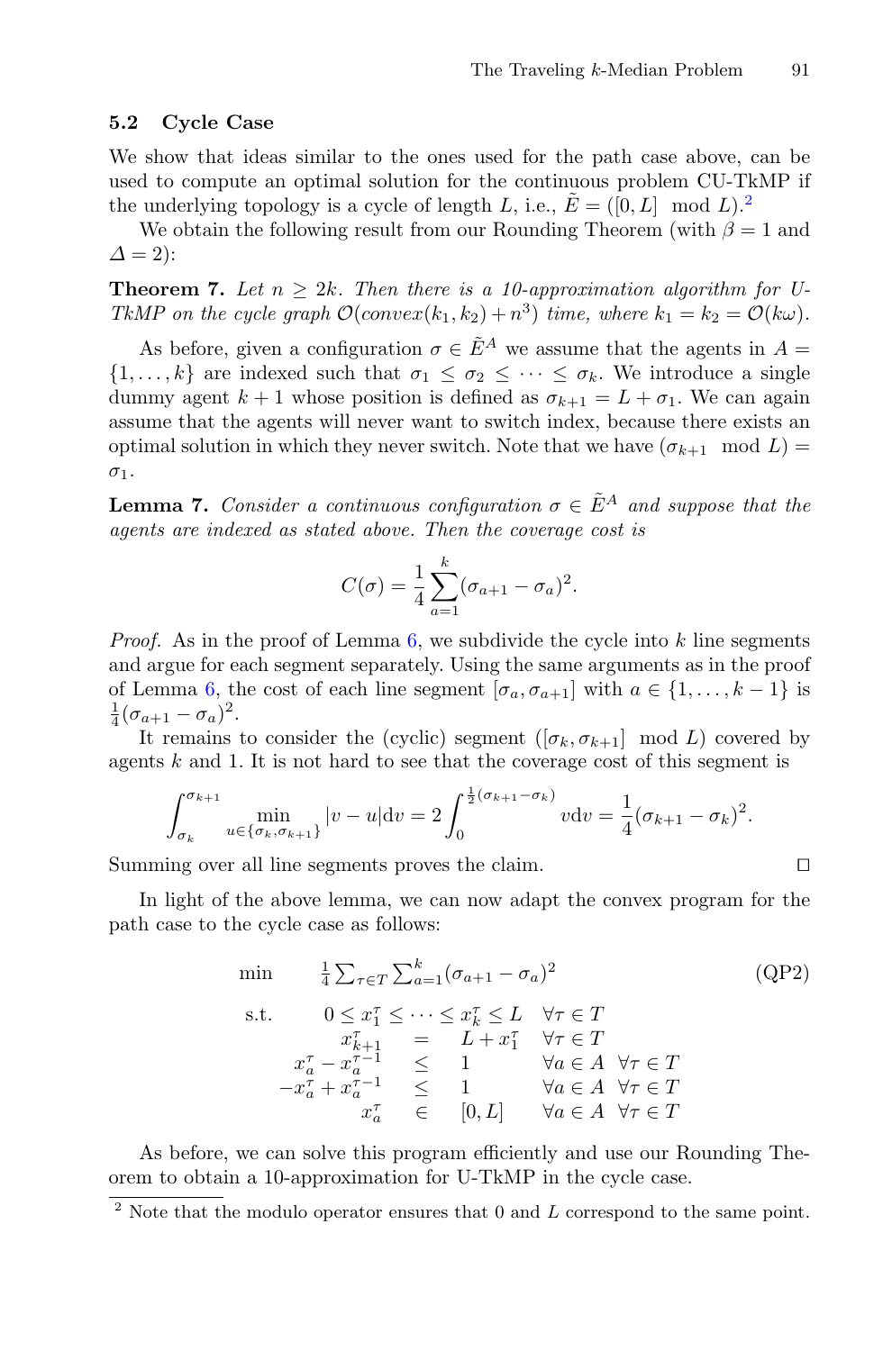### 5.2 Cycle Case

We show that ideas similar to the ones used for the path case above, can be used to compute an optimal solution for the continuous problem CU-TkMP if the underlying topology is a cycle of length $L$, i.e., $\tilde{E} = ([0, L] \mod L)$.[2]

We obtain the following result from our Rounding Theorem (with $\beta = 1$ and $\Delta = 2$):

**Theorem 7.** *Let $n \geq 2k$. Then there is a 10-approximation algorithm for U-TkMP on the cycle graph $\mathcal{O}(convex(k_1, k_2) + n^3)$ time, where $k_1 = k_2 = \mathcal{O}(k\omega)$.*

As before, given a configuration $\sigma \in \tilde{E}^A$ we assume that the agents in $A = \{1, \dots, k\}$ are indexed such that $\sigma_1 \leq \sigma_2 \leq \dots \leq \sigma_k$. We introduce a single dummy agent $k+1$ whose position is defined as $\sigma_{k+1} = L + \sigma_1$. We can again assume that the agents will never want to switch index, because there exists an optimal solution in which they never switch. Note that we have $(\sigma_{k+1} \mod L) = \sigma_1$.

**Lemma 7.** *Consider a continuous configuration $\sigma \in \tilde{E}^A$ and suppose that the agents are indexed as stated above. Then the coverage cost is*

$$C(\sigma) = \frac{1}{4} \sum_{a=1}^{k} (\sigma_{a+1} - \sigma_a)^2.$$

*Proof.* As in the proof of Lemma 6, we subdivide the cycle into $k$ line segments and argue for each segment separately. Using the same arguments as in the proof of Lemma 6, the cost of each line segment $[\sigma_a, \sigma_{a+1}]$ with $a \in \{1, \dots, k-1\}$ is $\frac{1}{4}(\sigma_{a+1} - \sigma_a)^2$.

It remains to consider the (cyclic) segment $([\sigma_k, \sigma_{k+1}] \mod L)$ covered by agents $k$ and 1. It is not hard to see that the coverage cost of this segment is

$$\int_{\sigma_k}^{\sigma_{k+1}} \min_{u \in \{\sigma_k, \sigma_{k+1}\}} |v - u| \mathrm{d}v = 2 \int_0^{\frac{1}{2}(\sigma_{k+1} - \sigma_k)} v \mathrm{d}v = \frac{1}{4}(\sigma_{k+1} - \sigma_k)^2.$$

Summing over all line segments proves the claim. $\square$

In light of the above lemma, we can now adapt the convex program for the path case to the cycle case as follows:

$$
\begin{array}{llllr}
\min & \frac{1}{4} \sum_{\tau \in T} \sum_{a=1}^{k} (\sigma_{a+1} - \sigma_a)^2 & & & \text{(QP2)} \\
\text{s.t.} & 0 \leq x_1^\tau \leq \dots \leq x_k^\tau \leq L & \forall \tau \in T & & \\
& x_{k+1}^\tau \;=\; L + x_1^\tau & \forall \tau \in T & & \\
& x_a^\tau - x_a^{\tau-1} \;\leq\; 1 & \forall a \in A & \forall \tau \in T & \\
& -x_a^\tau + x_a^{\tau-1} \;\leq\; 1 & \forall a \in A & \forall \tau \in T & \\
& x_a^\tau \;\in\; [0, L] & \forall a \in A & \forall \tau \in T &
\end{array}
$$

As before, we can solve this program efficiently and use our Rounding Theorem to obtain a 10-approximation for U-TkMP in the cycle case.

[2] Note that the modulo operator ensures that 0 and $L$ correspond to the same point.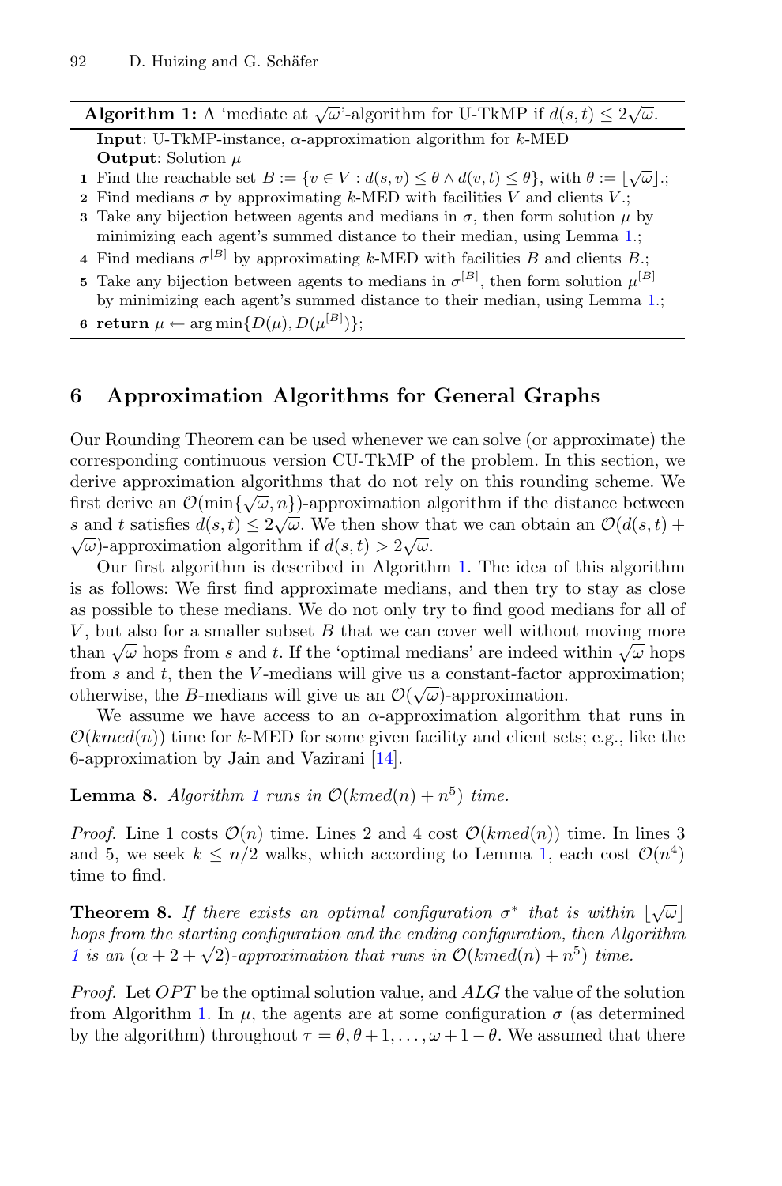**Algorithm 1:** A 'mediate at $\sqrt{\omega}$'-algorithm for U-TkMP if $d(s,t) \leq 2\sqrt{\omega}$.

**Input**: U-TkMP-instance, $\alpha$-approximation algorithm for $k$-MED
**Output**: Solution $\mu$

1. Find the reachable set $B := \{v \in V : d(s,v) \leq \theta \wedge d(v,t) \leq \theta\}$, with $\theta := \lfloor \sqrt{\omega} \rfloor$.;
2. Find medians $\sigma$ by approximating $k$-MED with facilities $V$ and clients $V$.;
3. Take any bijection between agents and medians in $\sigma$, then form solution $\mu$ by minimizing each agent's summed distance to their median, using Lemma 1.;
4. Find medians $\sigma^{[B]}$ by approximating $k$-MED with facilities $B$ and clients $B$.;
5. Take any bijection between agents to medians in $\sigma^{[B]}$, then form solution $\mu^{[B]}$ by minimizing each agent's summed distance to their median, using Lemma 1.;
6. **return** $\mu \leftarrow \arg\min\{D(\mu), D(\mu^{[B]})\}$;

## 6 Approximation Algorithms for General Graphs

Our Rounding Theorem can be used whenever we can solve (or approximate) the corresponding continuous version CU-TkMP of the problem. In this section, we derive approximation algorithms that do not rely on this rounding scheme. We first derive an $\mathcal{O}(\min\{\sqrt{\omega}, n\})$-approximation algorithm if the distance between $s$ and $t$ satisfies $d(s,t) \leq 2\sqrt{\omega}$. We then show that we can obtain an $\mathcal{O}(d(s,t) + \sqrt{\omega})$-approximation algorithm if $d(s,t) > 2\sqrt{\omega}$.

Our first algorithm is described in Algorithm 1. The idea of this algorithm is as follows: We first find approximate medians, and then try to stay as close as possible to these medians. We do not only try to find good medians for all of $V$, but also for a smaller subset $B$ that we can cover well without moving more than $\sqrt{\omega}$ hops from $s$ and $t$. If the 'optimal medians' are indeed within $\sqrt{\omega}$ hops from $s$ and $t$, then the $V$-medians will give us a constant-factor approximation; otherwise, the $B$-medians will give us an $\mathcal{O}(\sqrt{\omega})$-approximation.

We assume we have access to an $\alpha$-approximation algorithm that runs in $\mathcal{O}(kmed(n))$ time for $k$-MED for some given facility and client sets; e.g., like the 6-approximation by Jain and Vazirani [14].

**Lemma 8.** *Algorithm 1 runs in $\mathcal{O}(kmed(n) + n^5)$ time.*

*Proof.* Line 1 costs $\mathcal{O}(n)$ time. Lines 2 and 4 cost $\mathcal{O}(kmed(n))$ time. In lines 3 and 5, we seek $k \leq n/2$ walks, which according to Lemma 1, each cost $\mathcal{O}(n^4)$ time to find.

**Theorem 8.** *If there exists an optimal configuration $\sigma^*$ that is within $\lfloor \sqrt{\omega} \rfloor$ hops from the starting configuration and the ending configuration, then Algorithm 1 is an $(\alpha + 2 + \sqrt{2})$-approximation that runs in $\mathcal{O}(kmed(n) + n^5)$ time.*

*Proof.* Let $OPT$ be the optimal solution value, and $ALG$ the value of the solution from Algorithm 1. In $\mu$, the agents are at some configuration $\sigma$ (as determined by the algorithm) throughout $\tau = \theta, \theta + 1, \ldots, \omega + 1 - \theta$. We assumed that there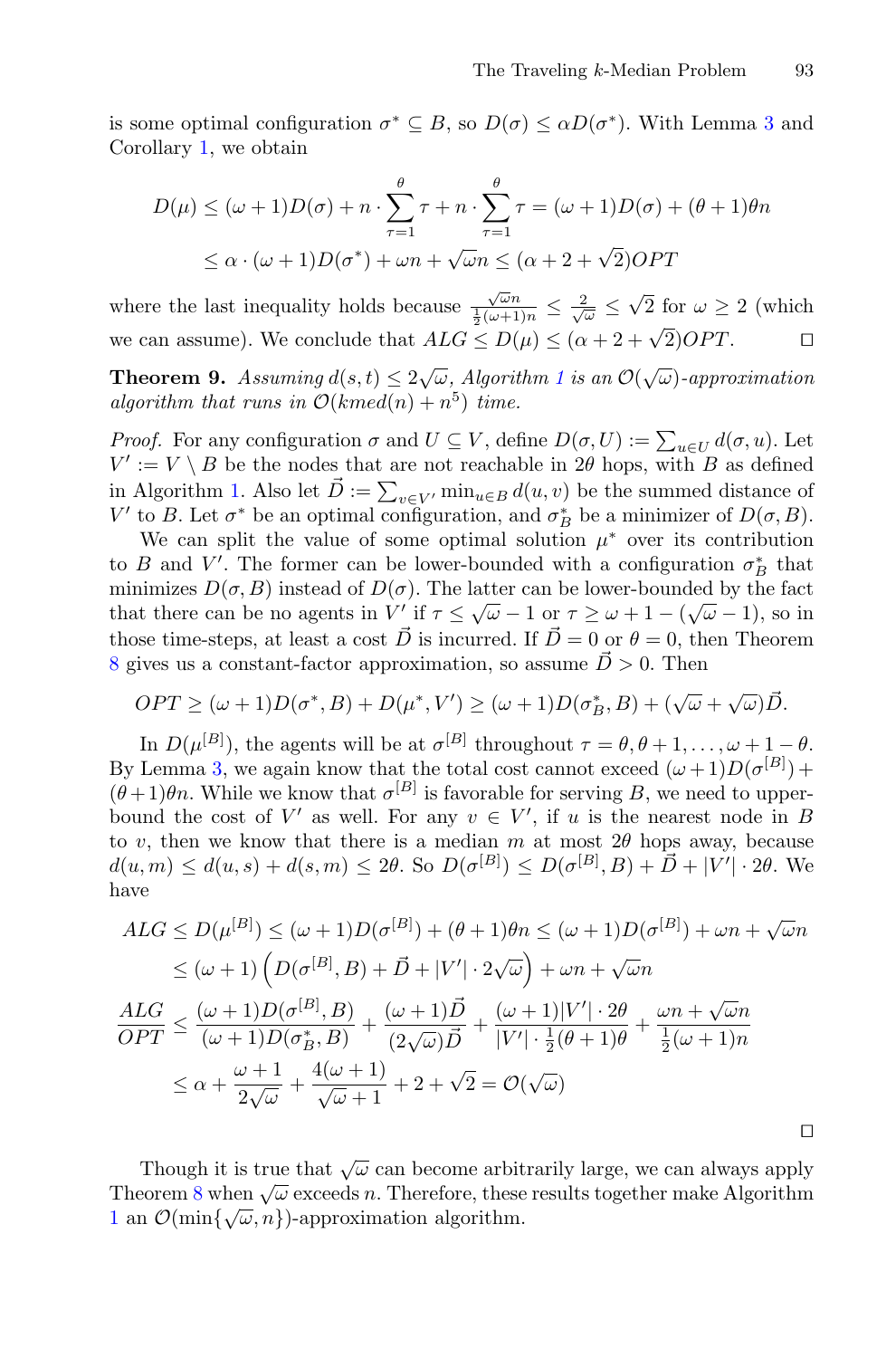is some optimal configuration $\sigma^* \subseteq B$, so $D(\sigma) \leq \alpha D(\sigma^*)$. With Lemma 3 and Corollary 1, we obtain

$$
\begin{aligned}
D(\mu) &\leq (\omega+1)D(\sigma) + n \cdot \sum_{\tau=1}^{\theta} \tau + n \cdot \sum_{\tau=1}^{\theta} \tau = (\omega+1)D(\sigma) + (\theta+1)\theta n \\
&\leq \alpha \cdot (\omega+1)D(\sigma^*) + \omega n + \sqrt{\omega} n \leq (\alpha + 2 + \sqrt{2}) OPT
\end{aligned}
$$

where the last inequality holds because $\frac{\sqrt{\omega}n}{\frac{1}{2}(\omega+1)n} \leq \frac{2}{\sqrt{\omega}} \leq \sqrt{2}$ for $\omega \geq 2$ (which we can assume). We conclude that $ALG \leq D(\mu) \leq (\alpha + 2 + \sqrt{2})OPT$. ◻

**Theorem 9.** *Assuming $d(s,t) \leq 2\sqrt{\omega}$, Algorithm 1 is an $\mathcal{O}(\sqrt{\omega})$-approximation algorithm that runs in $\mathcal{O}(kmed(n) + n^5)$ time.*

*Proof.* For any configuration $\sigma$ and $U \subseteq V$, define $D(\sigma, U) := \sum_{u \in U} d(\sigma, u)$. Let $V' := V \setminus B$ be the nodes that are not reachable in $2\theta$ hops, with $B$ as defined in Algorithm 1. Also let $\vec{D} := \sum_{v \in V'} \min_{u \in B} d(u,v)$ be the summed distance of $V'$ to $B$. Let $\sigma^*$ be an optimal configuration, and $\sigma_B^*$ be a minimizer of $D(\sigma, B)$.

We can split the value of some optimal solution $\mu^*$ over its contribution to $B$ and $V'$. The former can be lower-bounded with a configuration $\sigma_B^*$ that minimizes $D(\sigma, B)$ instead of $D(\sigma)$. The latter can be lower-bounded by the fact that there can be no agents in $V'$ if $\tau \leq \sqrt{\omega} - 1$ or $\tau \geq \omega + 1 - (\sqrt{\omega} - 1)$, so in those time-steps, at least a cost $\vec{D}$ is incurred. If $\vec{D} = 0$ or $\theta = 0$, then Theorem 8 gives us a constant-factor approximation, so assume $\vec{D} > 0$. Then

$$
OPT \geq (\omega+1)D(\sigma^*, B) + D(\mu^*, V') \geq (\omega+1)D(\sigma_B^*, B) + (\sqrt{\omega} + \sqrt{\omega})\vec{D}.
$$

In $D(\mu^{[B]})$, the agents will be at $\sigma^{[B]}$ throughout $\tau = \theta, \theta+1, \ldots, \omega+1-\theta$. By Lemma 3, we again know that the total cost cannot exceed $(\omega+1)D(\sigma^{[B]}) + (\theta+1)\theta n$. While we know that $\sigma^{[B]}$ is favorable for serving $B$, we need to upper-bound the cost of $V'$ as well. For any $v \in V'$, if $u$ is the nearest node in $B$ to $v$, then we know that there is a median $m$ at most $2\theta$ hops away, because $d(u,m) \leq d(u,s) + d(s,m) \leq 2\theta$. So $D(\sigma^{[B]}) \leq D(\sigma^{[B]}, B) + \vec{D} + |V'| \cdot 2\theta$. We have

$$
\begin{aligned}
ALG &\leq D(\mu^{[B]}) \leq (\omega+1)D(\sigma^{[B]}) + (\theta+1)\theta n \leq (\omega+1)D(\sigma^{[B]}) + \omega n + \sqrt{\omega} n \\
&\leq (\omega+1)\left(D(\sigma^{[B]}, B) + \vec{D} + |V'| \cdot 2\sqrt{\omega}\right) + \omega n + \sqrt{\omega} n \\
\frac{ALG}{OPT} &\leq \frac{(\omega+1)D(\sigma^{[B]}, B)}{(\omega+1)D(\sigma_B^*, B)} + \frac{(\omega+1)\vec{D}}{(2\sqrt{\omega})\vec{D}} + \frac{(\omega+1)|V'| \cdot 2\theta}{|V'| \cdot \frac{1}{2}(\theta+1)\theta} + \frac{\omega n + \sqrt{\omega} n}{\frac{1}{2}(\omega+1)n} \\
&\leq \alpha + \frac{\omega+1}{2\sqrt{\omega}} + \frac{4(\omega+1)}{\sqrt{\omega}+1} + 2 + \sqrt{2} = \mathcal{O}(\sqrt{\omega})
\end{aligned}
$$

◻

Though it is true that $\sqrt{\omega}$ can become arbitrarily large, we can always apply Theorem 8 when $\sqrt{\omega}$ exceeds $n$. Therefore, these results together make Algorithm 1 an $\mathcal{O}(\min\{\sqrt{\omega}, n\})$-approximation algorithm.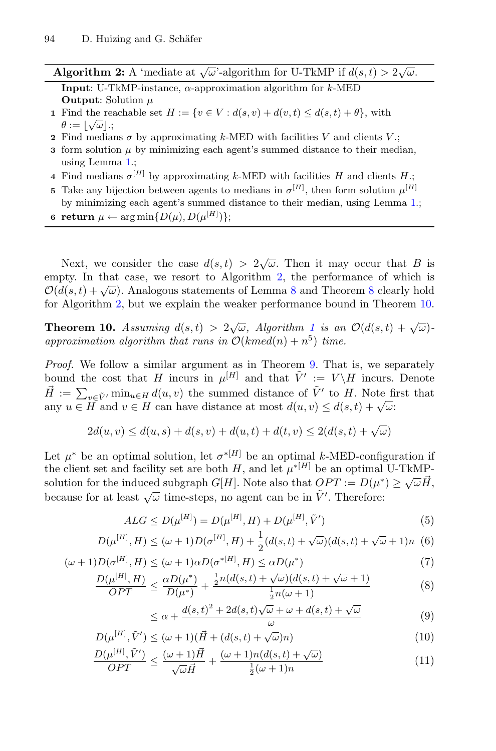**Algorithm 2:** A 'mediate at $\sqrt{\omega}$'-algorithm for U-TkMP if $d(s,t) > 2\sqrt{\omega}$.

**Input**: U-TkMP-instance, $\alpha$-approximation algorithm for $k$-MED
**Output**: Solution $\mu$

1. Find the reachable set $H := \{v \in V : d(s,v) + d(v,t) \leq d(s,t) + \theta\}$, with $\theta := \lfloor \sqrt{\omega} \rfloor$.;
2. Find medians $\sigma$ by approximating $k$-MED with facilities $V$ and clients $V$.;
3. form solution $\mu$ by minimizing each agent's summed distance to their median, using Lemma 1.;
4. Find medians $\sigma^{[H]}$ by approximating $k$-MED with facilities $H$ and clients $H$.;
5. Take any bijection between agents to medians in $\sigma^{[H]}$, then form solution $\mu^{[H]}$ by minimizing each agent's summed distance to their median, using Lemma 1.;
6. **return** $\mu \leftarrow \arg\min\{D(\mu), D(\mu^{[H]})\}$;

Next, we consider the case $d(s,t) > 2\sqrt{\omega}$. Then it may occur that $B$ is empty. In that case, we resort to Algorithm 2, the performance of which is $\mathcal{O}(d(s,t) + \sqrt{\omega})$. Analogous statements of Lemma 8 and Theorem 8 clearly hold for Algorithm 2, but we explain the weaker performance bound in Theorem 10.

**Theorem 10.** *Assuming $d(s,t) > 2\sqrt{\omega}$, Algorithm 1 is an $\mathcal{O}(d(s,t) + \sqrt{\omega})$-approximation algorithm that runs in $\mathcal{O}(kmed(n) + n^5)$ time.*

*Proof.* We follow a similar argument as in Theorem 9. That is, we separately bound the cost that $H$ incurs in $\mu^{[H]}$ and that $\tilde{V}' := V \backslash H$ incurs. Denote $\vec{H} := \sum_{v \in \tilde{V}'} \min_{u \in H} d(u,v)$ the summed distance of $\tilde{V}'$ to $H$. Note first that any $u \in H$ and $v \in H$ can have distance at most $d(u,v) \leq d(s,t) + \sqrt{\omega}$:

$$2d(u,v) \leq d(u,s) + d(s,v) + d(u,t) + d(t,v) \leq 2(d(s,t) + \sqrt{\omega})$$

Let $\mu^*$ be an optimal solution, let $\sigma^{*[H]}$ be an optimal $k$-MED-configuration if the client set and facility set are both $H$, and let $\mu^{*[H]}$ be an optimal U-TkMP-solution for the induced subgraph $G[H]$. Note also that $OPT := D(\mu^*) \geq \sqrt{\omega}\vec{H}$, because for at least $\sqrt{\omega}$ time-steps, no agent can be in $\tilde{V}'$. Therefore:

$$ALG \leq D(\mu^{[H]}) = D(\mu^{[H]}, H) + D(\mu^{[H]}, \tilde{V}') \tag{5}$$

$$D(\mu^{[H]}, H) \leq (\omega+1)D(\sigma^{[H]}, H) + \frac{1}{2}(d(s,t) + \sqrt{\omega})(d(s,t) + \sqrt{\omega} + 1)n \tag{6}$$

$$(\omega+1)D(\sigma^{[H]}, H) \leq (\omega+1)\alpha D(\sigma^{*[H]}, H) \leq \alpha D(\mu^*) \tag{7}$$

$$\frac{D(\mu^{[H]}, H)}{OPT} \leq \frac{\alpha D(\mu^*)}{D(\mu^*)} + \frac{\frac{1}{2}n(d(s,t) + \sqrt{\omega})(d(s,t) + \sqrt{\omega} + 1)}{\frac{1}{2}n(\omega+1)} \tag{8}$$

$$\leq \alpha + \frac{d(s,t)^2 + 2d(s,t)\sqrt{\omega} + \omega + d(s,t) + \sqrt{\omega}}{\omega} \tag{9}$$

$$D(\mu^{[H]}, \tilde{V}') \leq (\omega+1)(\vec{H} + (d(s,t) + \sqrt{\omega})n) \tag{10}$$

$$\frac{D(\mu^{[H]}, \tilde{V}')}{OPT} \leq \frac{(\omega+1)\vec{H}}{\sqrt{\omega}\vec{H}} + \frac{(\omega+1)n(d(s,t) + \sqrt{\omega})}{\frac{1}{2}(\omega+1)n} \tag{11}$$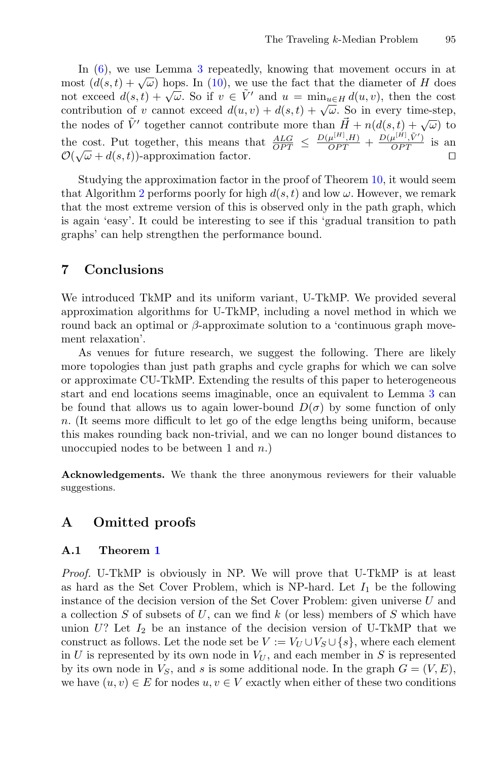In (6), we use Lemma 3 repeatedly, knowing that movement occurs in at most $(d(s,t) + \sqrt{\omega})$ hops. In (10), we use the fact that the diameter of $H$ does not exceed $d(s,t) + \sqrt{\omega}$. So if $v \in \tilde{V}'$ and $u = \min_{u \in H} d(u,v)$, then the cost contribution of $v$ cannot exceed $d(u,v) + d(s,t) + \sqrt{\omega}$. So in every time-step, the nodes of $\tilde{V}'$ together cannot contribute more than $\vec{H} + n(d(s,t) + \sqrt{\omega})$ to the cost. Put together, this means that $\frac{ALG}{OPT} \leq \frac{D(\mu^{[H]}, H)}{OPT} + \frac{D(\mu^{[H]}, \tilde{V}')}{OPT}$ is an $\mathcal{O}(\sqrt{\omega} + d(s,t))$-approximation factor. $\square$

Studying the approximation factor in the proof of Theorem 10, it would seem that Algorithm 2 performs poorly for high $d(s,t)$ and low $\omega$. However, we remark that the most extreme version of this is observed only in the path graph, which is again 'easy'. It could be interesting to see if this 'gradual transition to path graphs' can help strengthen the performance bound.

## 7 Conclusions

We introduced TkMP and its uniform variant, U-TkMP. We provided several approximation algorithms for U-TkMP, including a novel method in which we round back an optimal or $\beta$-approximate solution to a 'continuous graph movement relaxation'.

As venues for future research, we suggest the following. There are likely more topologies than just path graphs and cycle graphs for which we can solve or approximate CU-TkMP. Extending the results of this paper to heterogeneous start and end locations seems imaginable, once an equivalent to Lemma 3 can be found that allows us to again lower-bound $D(\sigma)$ by some function of only $n$. (It seems more difficult to let go of the edge lengths being uniform, because this makes rounding back non-trivial, and we can no longer bound distances to unoccupied nodes to be between 1 and $n$.)

**Acknowledgements.** We thank the three anonymous reviewers for their valuable suggestions.

## A Omitted proofs

### A.1 Theorem 1

*Proof.* U-TkMP is obviously in NP. We will prove that U-TkMP is at least as hard as the Set Cover Problem, which is NP-hard. Let $I_1$ be the following instance of the decision version of the Set Cover Problem: given universe $U$ and a collection $S$ of subsets of $U$, can we find $k$ (or less) members of $S$ which have union $U$? Let $I_2$ be an instance of the decision version of U-TkMP that we construct as follows. Let the node set be $V := V_U \cup V_S \cup \{s\}$, where each element in $U$ is represented by its own node in $V_U$, and each member in $S$ is represented by its own node in $V_S$, and $s$ is some additional node. In the graph $G = (V, E)$, we have $(u,v) \in E$ for nodes $u, v \in V$ exactly when either of these two conditions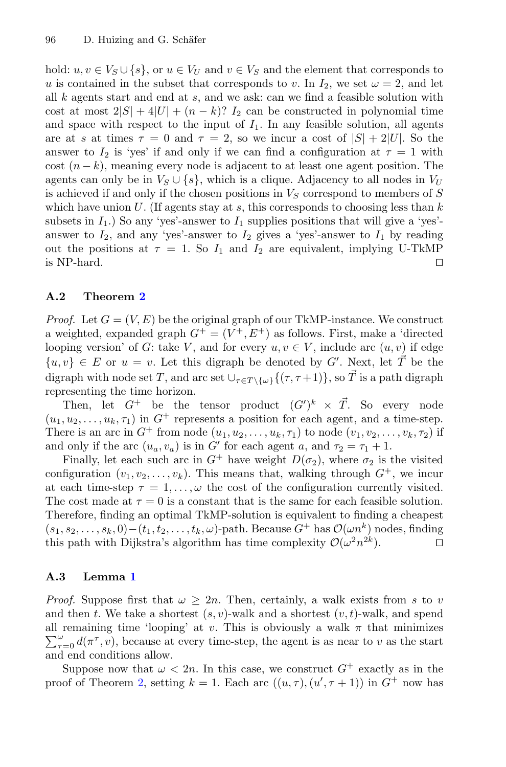hold: $u, v \in V_S \cup \{s\}$, or $u \in V_U$ and $v \in V_S$ and the element that corresponds to $u$ is contained in the subset that corresponds to $v$. In $I_2$, we set $\omega = 2$, and let all $k$ agents start and end at $s$, and we ask: can we find a feasible solution with cost at most $2|S| + 4|U| + (n - k)$? $I_2$ can be constructed in polynomial time and space with respect to the input of $I_1$. In any feasible solution, all agents are at $s$ at times $\tau = 0$ and $\tau = 2$, so we incur a cost of $|S| + 2|U|$. So the answer to $I_2$ is 'yes' if and only if we can find a configuration at $\tau = 1$ with cost $(n - k)$, meaning every node is adjacent to at least one agent position. The agents can only be in $V_S \cup \{s\}$, which is a clique. Adjacency to all nodes in $V_U$ is achieved if and only if the chosen positions in $V_S$ correspond to members of $S$ which have union $U$. (If agents stay at $s$, this corresponds to choosing less than $k$ subsets in $I_1$.) So any 'yes'-answer to $I_1$ supplies positions that will give a 'yes'-answer to $I_2$, and any 'yes'-answer to $I_2$ gives a 'yes'-answer to $I_1$ by reading out the positions at $\tau = 1$. So $I_1$ and $I_2$ are equivalent, implying U-TkMP is NP-hard. □

### A.2 Theorem 2

*Proof.* Let $G = (V, E)$ be the original graph of our TkMP-instance. We construct a weighted, expanded graph $G^+ = (V^+, E^+)$ as follows. First, make a 'directed looping version' of $G$: take $V$, and for every $u, v \in V$, include arc $(u, v)$ if edge $\{u, v\} \in E$ or $u = v$. Let this digraph be denoted by $G'$. Next, let $\vec{T}$ be the digraph with node set $T$, and arc set $\cup_{\tau \in T \setminus \{\omega\}} \{(\tau, \tau + 1)\}$, so $\vec{T}$ is a path digraph representing the time horizon.

Then, let $G^+$ be the tensor product $(G')^k \times \vec{T}$. So every node $(u_1, u_2, \ldots, u_k, \tau_1)$ in $G^+$ represents a position for each agent, and a time-step. There is an arc in $G^+$ from node $(u_1, u_2, \ldots, u_k, \tau_1)$ to node $(v_1, v_2, \ldots, v_k, \tau_2)$ if and only if the arc $(u_a, v_a)$ is in $G'$ for each agent $a$, and $\tau_2 = \tau_1 + 1$.

Finally, let each such arc in $G^+$ have weight $D(\sigma_2)$, where $\sigma_2$ is the visited configuration $(v_1, v_2, \ldots, v_k)$. This means that, walking through $G^+$, we incur at each time-step $\tau = 1, \ldots, \omega$ the cost of the configuration currently visited. The cost made at $\tau = 0$ is a constant that is the same for each feasible solution. Therefore, finding an optimal TkMP-solution is equivalent to finding a cheapest $(s_1, s_2, \ldots, s_k, 0)-(t_1, t_2, \ldots, t_k, \omega)$-path. Because $G^+$ has $\mathcal{O}(\omega n^k)$ nodes, finding this path with Dijkstra's algorithm has time complexity $\mathcal{O}(\omega^2 n^{2k})$. □

### A.3 Lemma 1

*Proof.* Suppose first that $\omega \geq 2n$. Then, certainly, a walk exists from $s$ to $v$ and then $t$. We take a shortest $(s, v)$-walk and a shortest $(v, t)$-walk, and spend all remaining time 'looping' at $v$. This is obviously a walk $\pi$ that minimizes $\sum_{\tau=0}^{\omega} d(\pi^\tau, v)$, because at every time-step, the agent is as near to $v$ as the start and end conditions allow.

Suppose now that $\omega < 2n$. In this case, we construct $G^+$ exactly as in the proof of Theorem 2, setting $k = 1$. Each arc $((u, \tau), (u', \tau + 1))$ in $G^+$ now has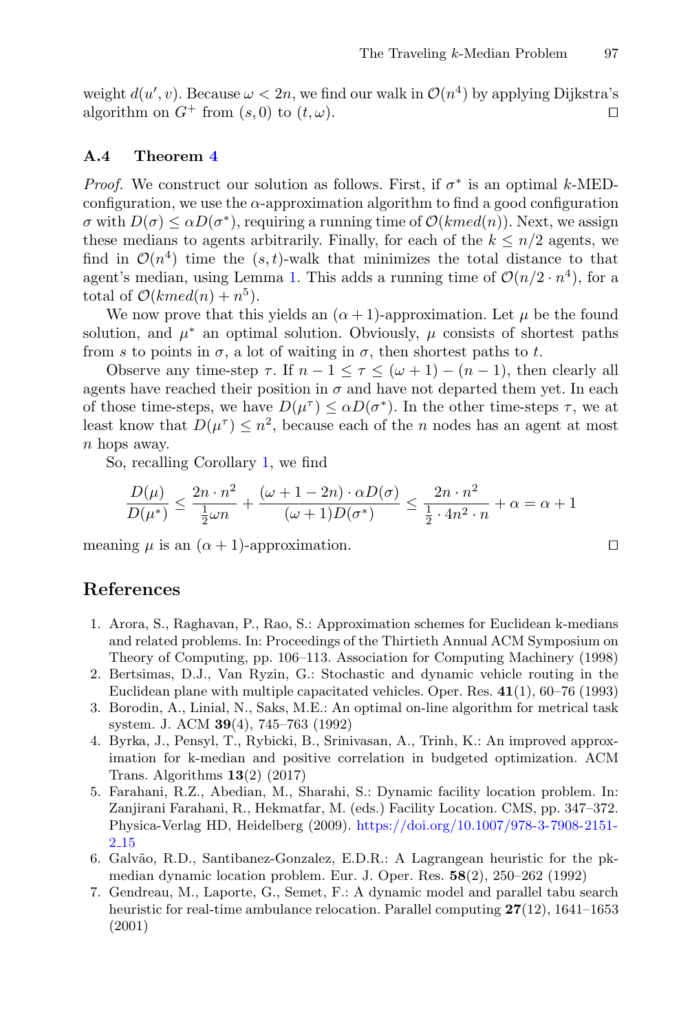weight $d(u', v)$. Because $\omega < 2n$, we find our walk in $\mathcal{O}(n^4)$ by applying Dijkstra's algorithm on $G^+$ from $(s, 0)$ to $(t, \omega)$. $\square$

### A.4 Theorem 4

*Proof.* We construct our solution as follows. First, if $\sigma^*$ is an optimal $k$-MED-configuration, we use the $\alpha$-approximation algorithm to find a good configuration $\sigma$ with $D(\sigma) \leq \alpha D(\sigma^*)$, requiring a running time of $\mathcal{O}(kmed(n))$. Next, we assign these medians to agents arbitrarily. Finally, for each of the $k \leq n/2$ agents, we find in $\mathcal{O}(n^4)$ time the $(s, t)$-walk that minimizes the total distance to that agent's median, using Lemma 1. This adds a running time of $\mathcal{O}(n/2 \cdot n^4)$, for a total of $\mathcal{O}(kmed(n) + n^5)$.

We now prove that this yields an $(\alpha + 1)$-approximation. Let $\mu$ be the found solution, and $\mu^*$ an optimal solution. Obviously, $\mu$ consists of shortest paths from $s$ to points in $\sigma$, a lot of waiting in $\sigma$, then shortest paths to $t$.

Observe any time-step $\tau$. If $n - 1 \leq \tau \leq (\omega + 1) - (n - 1)$, then clearly all agents have reached their position in $\sigma$ and have not departed them yet. In each of those time-steps, we have $D(\mu^\tau) \leq \alpha D(\sigma^*)$. In the other time-steps $\tau$, we at least know that $D(\mu^\tau) \leq n^2$, because each of the $n$ nodes has an agent at most $n$ hops away.

So, recalling Corollary 1, we find

$$\frac{D(\mu)}{D(\mu^*)} \leq \frac{2n \cdot n^2}{\frac{1}{2}\omega n} + \frac{(\omega + 1 - 2n) \cdot \alpha D(\sigma)}{(\omega + 1) D(\sigma^*)} \leq \frac{2n \cdot n^2}{\frac{1}{2} \cdot 4n^2 \cdot n} + \alpha = \alpha + 1$$

meaning $\mu$ is an $(\alpha + 1)$-approximation. $\square$

## References

1. Arora, S., Raghavan, P., Rao, S.: Approximation schemes for Euclidean k-medians and related problems. In: Proceedings of the Thirtieth Annual ACM Symposium on Theory of Computing, pp. 106–113. Association for Computing Machinery (1998)
2. Bertsimas, D.J., Van Ryzin, G.: Stochastic and dynamic vehicle routing in the Euclidean plane with multiple capacitated vehicles. Oper. Res. **41**(1), 60–76 (1993)
3. Borodin, A., Linial, N., Saks, M.E.: An optimal on-line algorithm for metrical task system. J. ACM **39**(4), 745–763 (1992)
4. Byrka, J., Pensyl, T., Rybicki, B., Srinivasan, A., Trinh, K.: An improved approximation for k-median and positive correlation in budgeted optimization. ACM Trans. Algorithms **13**(2) (2017)
5. Farahani, R.Z., Abedian, M., Sharahi, S.: Dynamic facility location problem. In: Zanjirani Farahani, R., Hekmatfar, M. (eds.) Facility Location. CMS, pp. 347–372. Physica-Verlag HD, Heidelberg (2009). https://doi.org/10.1007/978-3-7908-2151-2_15
6. Galvão, R.D., Santibanez-Gonzalez, E.D.R.: A Lagrangean heuristic for the pk-median dynamic location problem. Eur. J. Oper. Res. **58**(2), 250–262 (1992)
7. Gendreau, M., Laporte, G., Semet, F.: A dynamic model and parallel tabu search heuristic for real-time ambulance relocation. Parallel computing **27**(12), 1641–1653 (2001)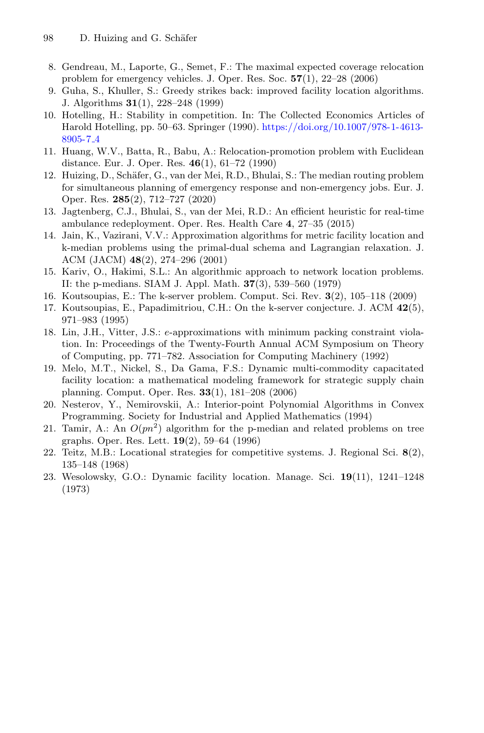8. Gendreau, M., Laporte, G., Semet, F.: The maximal expected coverage relocation problem for emergency vehicles. J. Oper. Res. Soc. **57**(1), 22–28 (2006)
9. Guha, S., Khuller, S.: Greedy strikes back: improved facility location algorithms. J. Algorithms **31**(1), 228–248 (1999)
10. Hotelling, H.: Stability in competition. In: The Collected Economics Articles of Harold Hotelling, pp. 50–63. Springer (1990). https://doi.org/10.1007/978-1-4613-8905-7_4
11. Huang, W.V., Batta, R., Babu, A.: Relocation-promotion problem with Euclidean distance. Eur. J. Oper. Res. **46**(1), 61–72 (1990)
12. Huizing, D., Schäfer, G., van der Mei, R.D., Bhulai, S.: The median routing problem for simultaneous planning of emergency response and non-emergency jobs. Eur. J. Oper. Res. **285**(2), 712–727 (2020)
13. Jagtenberg, C.J., Bhulai, S., van der Mei, R.D.: An efficient heuristic for real-time ambulance redeployment. Oper. Res. Health Care **4**, 27–35 (2015)
14. Jain, K., Vazirani, V.V.: Approximation algorithms for metric facility location and k-median problems using the primal-dual schema and Lagrangian relaxation. J. ACM (JACM) **48**(2), 274–296 (2001)
15. Kariv, O., Hakimi, S.L.: An algorithmic approach to network location problems. II: the p-medians. SIAM J. Appl. Math. **37**(3), 539–560 (1979)
16. Koutsoupias, E.: The k-server problem. Comput. Sci. Rev. **3**(2), 105–118 (2009)
17. Koutsoupias, E., Papadimitriou, C.H.: On the k-server conjecture. J. ACM **42**(5), 971–983 (1995)
18. Lin, J.H., Vitter, J.S.: $e$-approximations with minimum packing constraint violation. In: Proceedings of the Twenty-Fourth Annual ACM Symposium on Theory of Computing, pp. 771–782. Association for Computing Machinery (1992)
19. Melo, M.T., Nickel, S., Da Gama, F.S.: Dynamic multi-commodity capacitated facility location: a mathematical modeling framework for strategic supply chain planning. Comput. Oper. Res. **33**(1), 181–208 (2006)
20. Nesterov, Y., Nemirovskii, A.: Interior-point Polynomial Algorithms in Convex Programming. Society for Industrial and Applied Mathematics (1994)
21. Tamir, A.: An $O(pn^2)$ algorithm for the p-median and related problems on tree graphs. Oper. Res. Lett. **19**(2), 59–64 (1996)
22. Teitz, M.B.: Locational strategies for competitive systems. J. Regional Sci. **8**(2), 135–148 (1968)
23. Wesolowsky, G.O.: Dynamic facility location. Manage. Sci. **19**(11), 1241–1248 (1973)